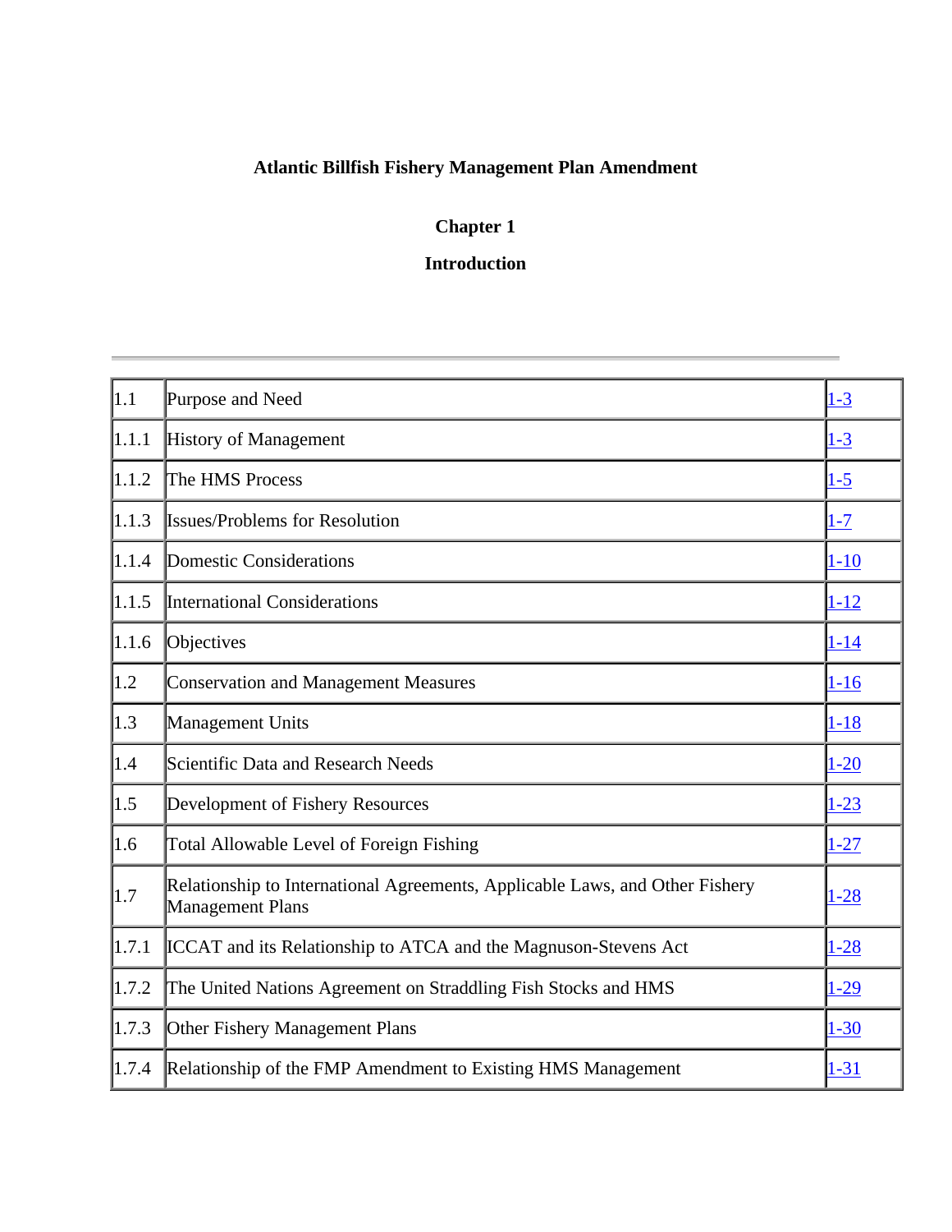# Atlantic Billfish Fishery Management Plan Amendment

## Chapter 1

## Introduction

---

| | | |
|---|---|---|
| 1.1 | Purpose and Need | 1-3 |
| 1.1.1 | History of Management | 1-3 |
| 1.1.2 | The HMS Process | 1-5 |
| 1.1.3 | Issues/Problems for Resolution | 1-7 |
| 1.1.4 | Domestic Considerations | 1-10 |
| 1.1.5 | International Considerations | 1-12 |
| 1.1.6 | Objectives | 1-14 |
| 1.2 | Conservation and Management Measures | 1-16 |
| 1.3 | Management Units | 1-18 |
| 1.4 | Scientific Data and Research Needs | 1-20 |
| 1.5 | Development of Fishery Resources | 1-23 |
| 1.6 | Total Allowable Level of Foreign Fishing | 1-27 |
| 1.7 | Relationship to International Agreements, Applicable Laws, and Other Fishery Management Plans | 1-28 |
| 1.7.1 | ICCAT and its Relationship to ATCA and the Magnuson-Stevens Act | 1-28 |
| 1.7.2 | The United Nations Agreement on Straddling Fish Stocks and HMS | 1-29 |
| 1.7.3 | Other Fishery Management Plans | 1-30 |
| 1.7.4 | Relationship of the FMP Amendment to Existing HMS Management | 1-31 |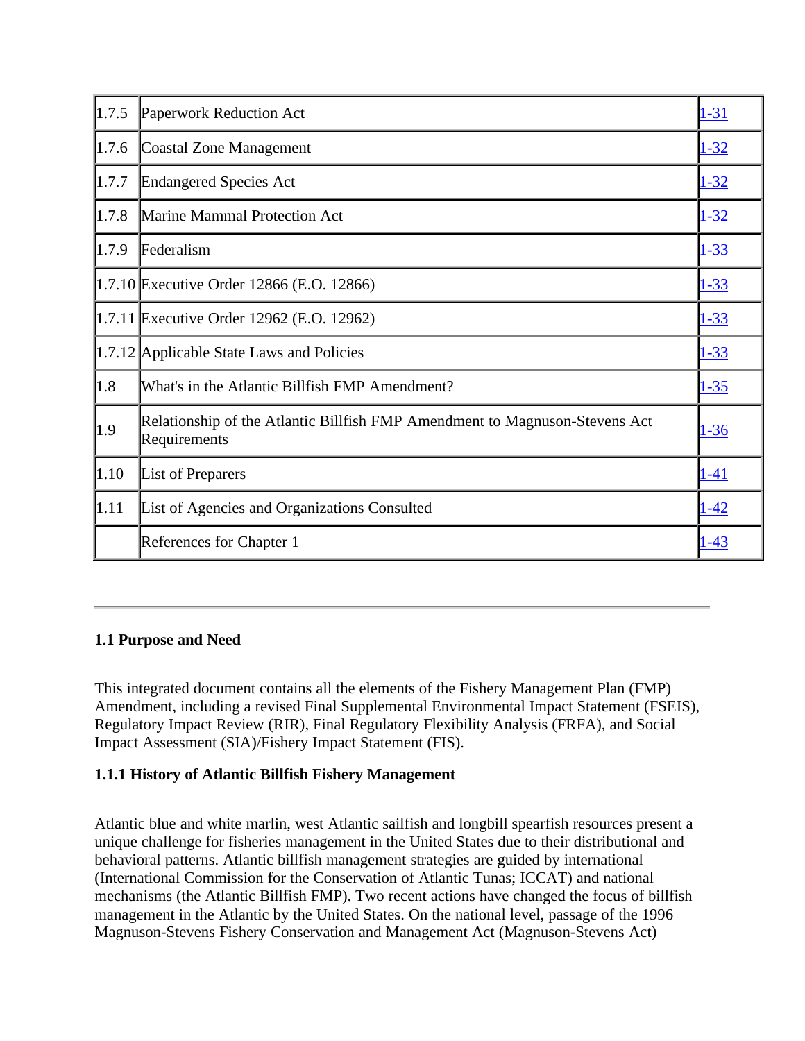| | | |
|---|---|---|
| 1.7.5 | Paperwork Reduction Act | 1-31 |
| 1.7.6 | Coastal Zone Management | 1-32 |
| 1.7.7 | Endangered Species Act | 1-32 |
| 1.7.8 | Marine Mammal Protection Act | 1-32 |
| 1.7.9 | Federalism | 1-33 |
| 1.7.10 | Executive Order 12866 (E.O. 12866) | 1-33 |
| 1.7.11 | Executive Order 12962 (E.O. 12962) | 1-33 |
| 1.7.12 | Applicable State Laws and Policies | 1-33 |
| 1.8 | What's in the Atlantic Billfish FMP Amendment? | 1-35 |
| 1.9 | Relationship of the Atlantic Billfish FMP Amendment to Magnuson-Stevens Act Requirements | 1-36 |
| 1.10 | List of Preparers | 1-41 |
| 1.11 | List of Agencies and Organizations Consulted | 1-42 |
| | References for Chapter 1 | 1-43 |

---

### 1.1 Purpose and Need

This integrated document contains all the elements of the Fishery Management Plan (FMP) Amendment, including a revised Final Supplemental Environmental Impact Statement (FSEIS), Regulatory Impact Review (RIR), Final Regulatory Flexibility Analysis (FRFA), and Social Impact Assessment (SIA)/Fishery Impact Statement (FIS).

#### 1.1.1 History of Atlantic Billfish Fishery Management

Atlantic blue and white marlin, west Atlantic sailfish and longbill spearfish resources present a unique challenge for fisheries management in the United States due to their distributional and behavioral patterns. Atlantic billfish management strategies are guided by international (International Commission for the Conservation of Atlantic Tunas; ICCAT) and national mechanisms (the Atlantic Billfish FMP). Two recent actions have changed the focus of billfish management in the Atlantic by the United States. On the national level, passage of the 1996 Magnuson-Stevens Fishery Conservation and Management Act (Magnuson-Stevens Act)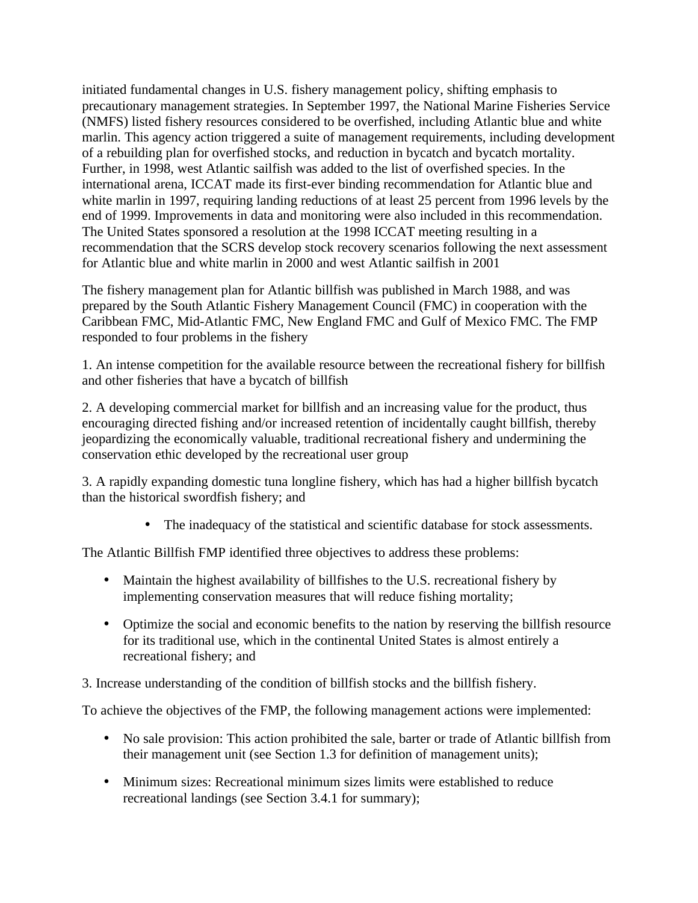initiated fundamental changes in U.S. fishery management policy, shifting emphasis to precautionary management strategies. In September 1997, the National Marine Fisheries Service (NMFS) listed fishery resources considered to be overfished, including Atlantic blue and white marlin. This agency action triggered a suite of management requirements, including development of a rebuilding plan for overfished stocks, and reduction in bycatch and bycatch mortality. Further, in 1998, west Atlantic sailfish was added to the list of overfished species. In the international arena, ICCAT made its first-ever binding recommendation for Atlantic blue and white marlin in 1997, requiring landing reductions of at least 25 percent from 1996 levels by the end of 1999. Improvements in data and monitoring were also included in this recommendation. The United States sponsored a resolution at the 1998 ICCAT meeting resulting in a recommendation that the SCRS develop stock recovery scenarios following the next assessment for Atlantic blue and white marlin in 2000 and west Atlantic sailfish in 2001

The fishery management plan for Atlantic billfish was published in March 1988, and was prepared by the South Atlantic Fishery Management Council (FMC) in cooperation with the Caribbean FMC, Mid-Atlantic FMC, New England FMC and Gulf of Mexico FMC. The FMP responded to four problems in the fishery

1. An intense competition for the available resource between the recreational fishery for billfish and other fisheries that have a bycatch of billfish

2. A developing commercial market for billfish and an increasing value for the product, thus encouraging directed fishing and/or increased retention of incidentally caught billfish, thereby jeopardizing the economically valuable, traditional recreational fishery and undermining the conservation ethic developed by the recreational user group

3. A rapidly expanding domestic tuna longline fishery, which has had a higher billfish bycatch than the historical swordfish fishery; and

- The inadequacy of the statistical and scientific database for stock assessments.

The Atlantic Billfish FMP identified three objectives to address these problems:

- Maintain the highest availability of billfishes to the U.S. recreational fishery by implementing conservation measures that will reduce fishing mortality;
- Optimize the social and economic benefits to the nation by reserving the billfish resource for its traditional use, which in the continental United States is almost entirely a recreational fishery; and

3. Increase understanding of the condition of billfish stocks and the billfish fishery.

To achieve the objectives of the FMP, the following management actions were implemented:

- No sale provision: This action prohibited the sale, barter or trade of Atlantic billfish from their management unit (see Section 1.3 for definition of management units);
- Minimum sizes: Recreational minimum sizes limits were established to reduce recreational landings (see Section 3.4.1 for summary);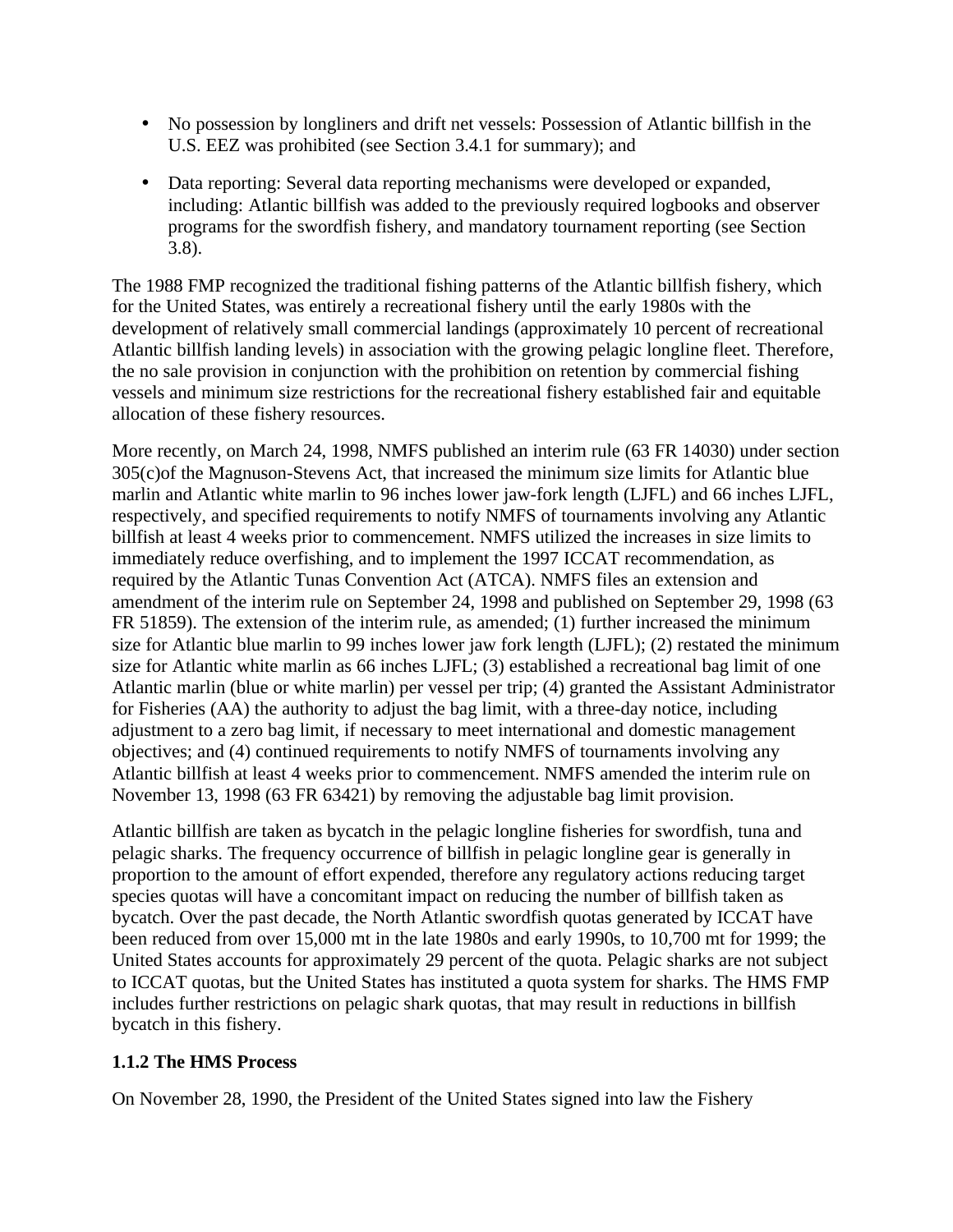- No possession by longliners and drift net vessels: Possession of Atlantic billfish in the U.S. EEZ was prohibited (see Section 3.4.1 for summary); and

- Data reporting: Several data reporting mechanisms were developed or expanded, including: Atlantic billfish was added to the previously required logbooks and observer programs for the swordfish fishery, and mandatory tournament reporting (see Section 3.8).

The 1988 FMP recognized the traditional fishing patterns of the Atlantic billfish fishery, which for the United States, was entirely a recreational fishery until the early 1980s with the development of relatively small commercial landings (approximately 10 percent of recreational Atlantic billfish landing levels) in association with the growing pelagic longline fleet. Therefore, the no sale provision in conjunction with the prohibition on retention by commercial fishing vessels and minimum size restrictions for the recreational fishery established fair and equitable allocation of these fishery resources.

More recently, on March 24, 1998, NMFS published an interim rule (63 FR 14030) under section 305(c)of the Magnuson-Stevens Act, that increased the minimum size limits for Atlantic blue marlin and Atlantic white marlin to 96 inches lower jaw-fork length (LJFL) and 66 inches LJFL, respectively, and specified requirements to notify NMFS of tournaments involving any Atlantic billfish at least 4 weeks prior to commencement. NMFS utilized the increases in size limits to immediately reduce overfishing, and to implement the 1997 ICCAT recommendation, as required by the Atlantic Tunas Convention Act (ATCA). NMFS files an extension and amendment of the interim rule on September 24, 1998 and published on September 29, 1998 (63 FR 51859). The extension of the interim rule, as amended; (1) further increased the minimum size for Atlantic blue marlin to 99 inches lower jaw fork length (LJFL); (2) restated the minimum size for Atlantic white marlin as 66 inches LJFL; (3) established a recreational bag limit of one Atlantic marlin (blue or white marlin) per vessel per trip; (4) granted the Assistant Administrator for Fisheries (AA) the authority to adjust the bag limit, with a three-day notice, including adjustment to a zero bag limit, if necessary to meet international and domestic management objectives; and (4) continued requirements to notify NMFS of tournaments involving any Atlantic billfish at least 4 weeks prior to commencement. NMFS amended the interim rule on November 13, 1998 (63 FR 63421) by removing the adjustable bag limit provision.

Atlantic billfish are taken as bycatch in the pelagic longline fisheries for swordfish, tuna and pelagic sharks. The frequency occurrence of billfish in pelagic longline gear is generally in proportion to the amount of effort expended, therefore any regulatory actions reducing target species quotas will have a concomitant impact on reducing the number of billfish taken as bycatch. Over the past decade, the North Atlantic swordfish quotas generated by ICCAT have been reduced from over 15,000 mt in the late 1980s and early 1990s, to 10,700 mt for 1999; the United States accounts for approximately 29 percent of the quota. Pelagic sharks are not subject to ICCAT quotas, but the United States has instituted a quota system for sharks. The HMS FMP includes further restrictions on pelagic shark quotas, that may result in reductions in billfish bycatch in this fishery.

### 1.1.2 The HMS Process

On November 28, 1990, the President of the United States signed into law the Fishery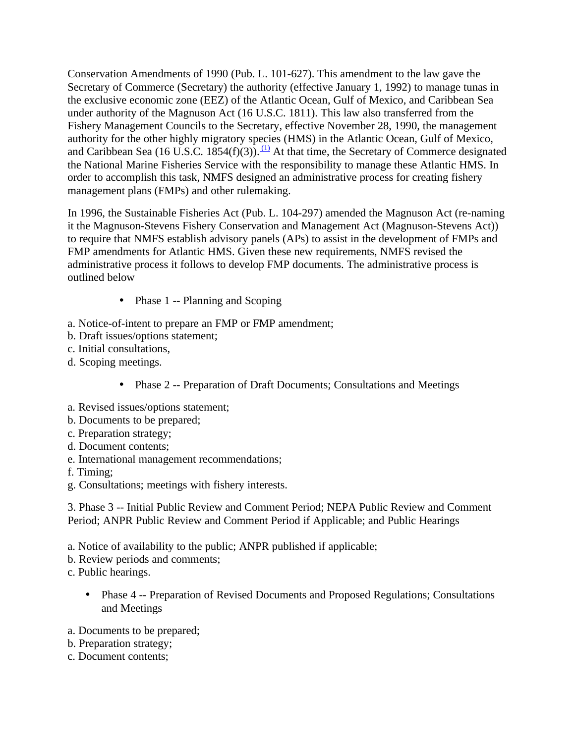Conservation Amendments of 1990 (Pub. L. 101-627). This amendment to the law gave the Secretary of Commerce (Secretary) the authority (effective January 1, 1992) to manage tunas in the exclusive economic zone (EEZ) of the Atlantic Ocean, Gulf of Mexico, and Caribbean Sea under authority of the Magnuson Act (16 U.S.C. 1811). This law also transferred from the Fishery Management Councils to the Secretary, effective November 28, 1990, the management authority for the other highly migratory species (HMS) in the Atlantic Ocean, Gulf of Mexico, and Caribbean Sea (16 U.S.C. 1854(f)(3)).[(1)] At that time, the Secretary of Commerce designated the National Marine Fisheries Service with the responsibility to manage these Atlantic HMS. In order to accomplish this task, NMFS designed an administrative process for creating fishery management plans (FMPs) and other rulemaking.

In 1996, the Sustainable Fisheries Act (Pub. L. 104-297) amended the Magnuson Act (re-naming it the Magnuson-Stevens Fishery Conservation and Management Act (Magnuson-Stevens Act)) to require that NMFS establish advisory panels (APs) to assist in the development of FMPs and FMP amendments for Atlantic HMS. Given these new requirements, NMFS revised the administrative process it follows to develop FMP documents. The administrative process is outlined below

- Phase 1 -- Planning and Scoping

a. Notice-of-intent to prepare an FMP or FMP amendment;
b. Draft issues/options statement;
c. Initial consultations,
d. Scoping meetings.

- Phase 2 -- Preparation of Draft Documents; Consultations and Meetings

a. Revised issues/options statement;
b. Documents to be prepared;
c. Preparation strategy;
d. Document contents;
e. International management recommendations;
f. Timing;
g. Consultations; meetings with fishery interests.

3. Phase 3 -- Initial Public Review and Comment Period; NEPA Public Review and Comment Period; ANPR Public Review and Comment Period if Applicable; and Public Hearings

a. Notice of availability to the public; ANPR published if applicable;
b. Review periods and comments;
c. Public hearings.

- Phase 4 -- Preparation of Revised Documents and Proposed Regulations; Consultations and Meetings

a. Documents to be prepared;
b. Preparation strategy;
c. Document contents;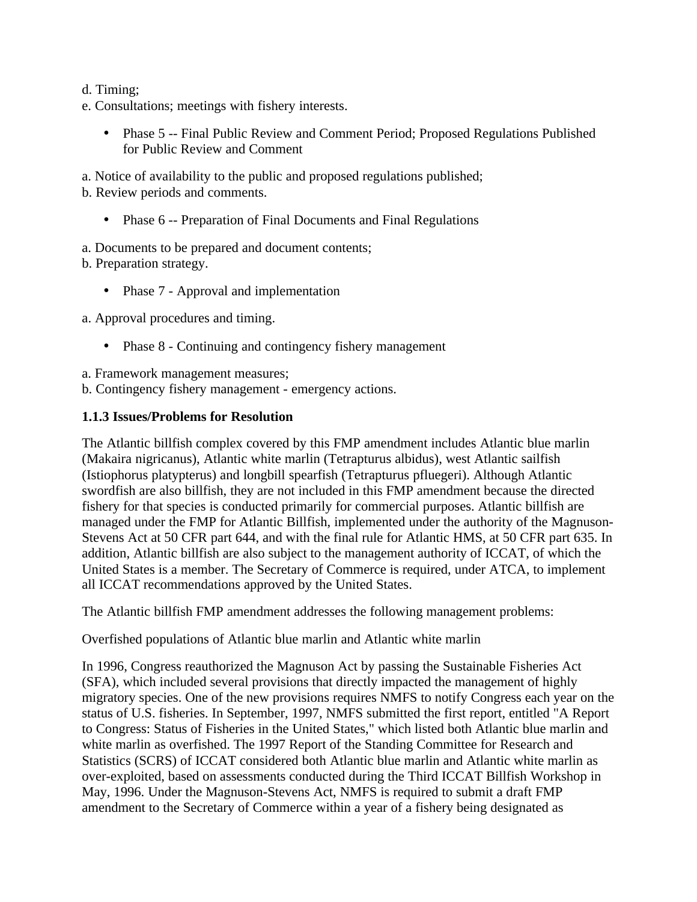d. Timing;
e. Consultations; meetings with fishery interests.

- Phase 5 -- Final Public Review and Comment Period; Proposed Regulations Published for Public Review and Comment

a. Notice of availability to the public and proposed regulations published;
b. Review periods and comments.

- Phase 6 -- Preparation of Final Documents and Final Regulations

a. Documents to be prepared and document contents;
b. Preparation strategy.

- Phase 7 - Approval and implementation

a. Approval procedures and timing.

- Phase 8 - Continuing and contingency fishery management

a. Framework management measures;
b. Contingency fishery management - emergency actions.

### 1.1.3 Issues/Problems for Resolution

The Atlantic billfish complex covered by this FMP amendment includes Atlantic blue marlin (Makaira nigricanus), Atlantic white marlin (Tetrapturus albidus), west Atlantic sailfish (Istiophorus platypterus) and longbill spearfish (Tetrapturus pfluegeri). Although Atlantic swordfish are also billfish, they are not included in this FMP amendment because the directed fishery for that species is conducted primarily for commercial purposes. Atlantic billfish are managed under the FMP for Atlantic Billfish, implemented under the authority of the Magnuson-Stevens Act at 50 CFR part 644, and with the final rule for Atlantic HMS, at 50 CFR part 635. In addition, Atlantic billfish are also subject to the management authority of ICCAT, of which the United States is a member. The Secretary of Commerce is required, under ATCA, to implement all ICCAT recommendations approved by the United States.

The Atlantic billfish FMP amendment addresses the following management problems:

Overfished populations of Atlantic blue marlin and Atlantic white marlin

In 1996, Congress reauthorized the Magnuson Act by passing the Sustainable Fisheries Act (SFA), which included several provisions that directly impacted the management of highly migratory species. One of the new provisions requires NMFS to notify Congress each year on the status of U.S. fisheries. In September, 1997, NMFS submitted the first report, entitled "A Report to Congress: Status of Fisheries in the United States," which listed both Atlantic blue marlin and white marlin as overfished. The 1997 Report of the Standing Committee for Research and Statistics (SCRS) of ICCAT considered both Atlantic blue marlin and Atlantic white marlin as over-exploited, based on assessments conducted during the Third ICCAT Billfish Workshop in May, 1996. Under the Magnuson-Stevens Act, NMFS is required to submit a draft FMP amendment to the Secretary of Commerce within a year of a fishery being designated as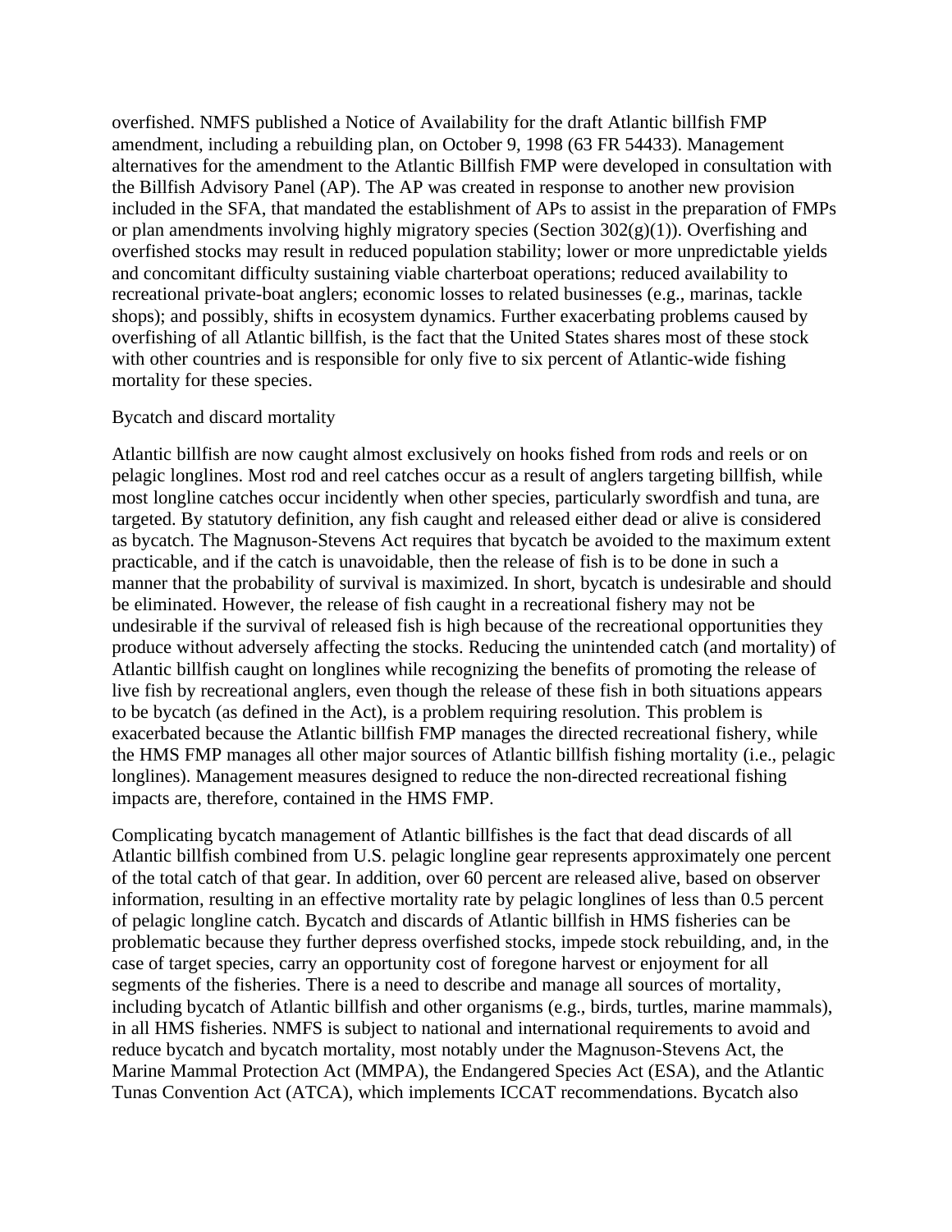overfished. NMFS published a Notice of Availability for the draft Atlantic billfish FMP amendment, including a rebuilding plan, on October 9, 1998 (63 FR 54433). Management alternatives for the amendment to the Atlantic Billfish FMP were developed in consultation with the Billfish Advisory Panel (AP). The AP was created in response to another new provision included in the SFA, that mandated the establishment of APs to assist in the preparation of FMPs or plan amendments involving highly migratory species (Section 302(g)(1)). Overfishing and overfished stocks may result in reduced population stability; lower or more unpredictable yields and concomitant difficulty sustaining viable charterboat operations; reduced availability to recreational private-boat anglers; economic losses to related businesses (e.g., marinas, tackle shops); and possibly, shifts in ecosystem dynamics. Further exacerbating problems caused by overfishing of all Atlantic billfish, is the fact that the United States shares most of these stock with other countries and is responsible for only five to six percent of Atlantic-wide fishing mortality for these species.

Bycatch and discard mortality

Atlantic billfish are now caught almost exclusively on hooks fished from rods and reels or on pelagic longlines. Most rod and reel catches occur as a result of anglers targeting billfish, while most longline catches occur incidently when other species, particularly swordfish and tuna, are targeted. By statutory definition, any fish caught and released either dead or alive is considered as bycatch. The Magnuson-Stevens Act requires that bycatch be avoided to the maximum extent practicable, and if the catch is unavoidable, then the release of fish is to be done in such a manner that the probability of survival is maximized. In short, bycatch is undesirable and should be eliminated. However, the release of fish caught in a recreational fishery may not be undesirable if the survival of released fish is high because of the recreational opportunities they produce without adversely affecting the stocks. Reducing the unintended catch (and mortality) of Atlantic billfish caught on longlines while recognizing the benefits of promoting the release of live fish by recreational anglers, even though the release of these fish in both situations appears to be bycatch (as defined in the Act), is a problem requiring resolution. This problem is exacerbated because the Atlantic billfish FMP manages the directed recreational fishery, while the HMS FMP manages all other major sources of Atlantic billfish fishing mortality (i.e., pelagic longlines). Management measures designed to reduce the non-directed recreational fishing impacts are, therefore, contained in the HMS FMP.

Complicating bycatch management of Atlantic billfishes is the fact that dead discards of all Atlantic billfish combined from U.S. pelagic longline gear represents approximately one percent of the total catch of that gear. In addition, over 60 percent are released alive, based on observer information, resulting in an effective mortality rate by pelagic longlines of less than 0.5 percent of pelagic longline catch. Bycatch and discards of Atlantic billfish in HMS fisheries can be problematic because they further depress overfished stocks, impede stock rebuilding, and, in the case of target species, carry an opportunity cost of foregone harvest or enjoyment for all segments of the fisheries. There is a need to describe and manage all sources of mortality, including bycatch of Atlantic billfish and other organisms (e.g., birds, turtles, marine mammals), in all HMS fisheries. NMFS is subject to national and international requirements to avoid and reduce bycatch and bycatch mortality, most notably under the Magnuson-Stevens Act, the Marine Mammal Protection Act (MMPA), the Endangered Species Act (ESA), and the Atlantic Tunas Convention Act (ATCA), which implements ICCAT recommendations. Bycatch also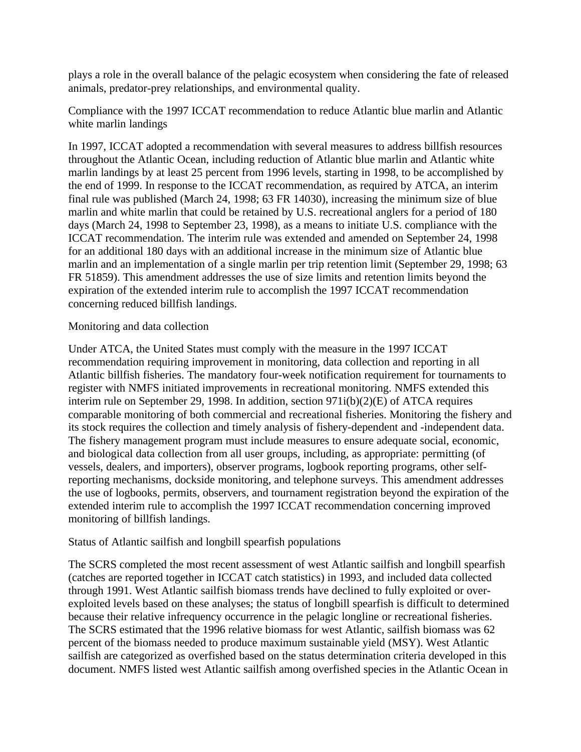plays a role in the overall balance of the pelagic ecosystem when considering the fate of released animals, predator-prey relationships, and environmental quality.

Compliance with the 1997 ICCAT recommendation to reduce Atlantic blue marlin and Atlantic white marlin landings

In 1997, ICCAT adopted a recommendation with several measures to address billfish resources throughout the Atlantic Ocean, including reduction of Atlantic blue marlin and Atlantic white marlin landings by at least 25 percent from 1996 levels, starting in 1998, to be accomplished by the end of 1999. In response to the ICCAT recommendation, as required by ATCA, an interim final rule was published (March 24, 1998; 63 FR 14030), increasing the minimum size of blue marlin and white marlin that could be retained by U.S. recreational anglers for a period of 180 days (March 24, 1998 to September 23, 1998), as a means to initiate U.S. compliance with the ICCAT recommendation. The interim rule was extended and amended on September 24, 1998 for an additional 180 days with an additional increase in the minimum size of Atlantic blue marlin and an implementation of a single marlin per trip retention limit (September 29, 1998; 63 FR 51859). This amendment addresses the use of size limits and retention limits beyond the expiration of the extended interim rule to accomplish the 1997 ICCAT recommendation concerning reduced billfish landings.

Monitoring and data collection

Under ATCA, the United States must comply with the measure in the 1997 ICCAT recommendation requiring improvement in monitoring, data collection and reporting in all Atlantic billfish fisheries. The mandatory four-week notification requirement for tournaments to register with NMFS initiated improvements in recreational monitoring. NMFS extended this interim rule on September 29, 1998. In addition, section 971i(b)(2)(E) of ATCA requires comparable monitoring of both commercial and recreational fisheries. Monitoring the fishery and its stock requires the collection and timely analysis of fishery-dependent and -independent data. The fishery management program must include measures to ensure adequate social, economic, and biological data collection from all user groups, including, as appropriate: permitting (of vessels, dealers, and importers), observer programs, logbook reporting programs, other self-reporting mechanisms, dockside monitoring, and telephone surveys. This amendment addresses the use of logbooks, permits, observers, and tournament registration beyond the expiration of the extended interim rule to accomplish the 1997 ICCAT recommendation concerning improved monitoring of billfish landings.

Status of Atlantic sailfish and longbill spearfish populations

The SCRS completed the most recent assessment of west Atlantic sailfish and longbill spearfish (catches are reported together in ICCAT catch statistics) in 1993, and included data collected through 1991. West Atlantic sailfish biomass trends have declined to fully exploited or over-exploited levels based on these analyses; the status of longbill spearfish is difficult to determined because their relative infrequency occurrence in the pelagic longline or recreational fisheries. The SCRS estimated that the 1996 relative biomass for west Atlantic, sailfish biomass was 62 percent of the biomass needed to produce maximum sustainable yield (MSY). West Atlantic sailfish are categorized as overfished based on the status determination criteria developed in this document. NMFS listed west Atlantic sailfish among overfished species in the Atlantic Ocean in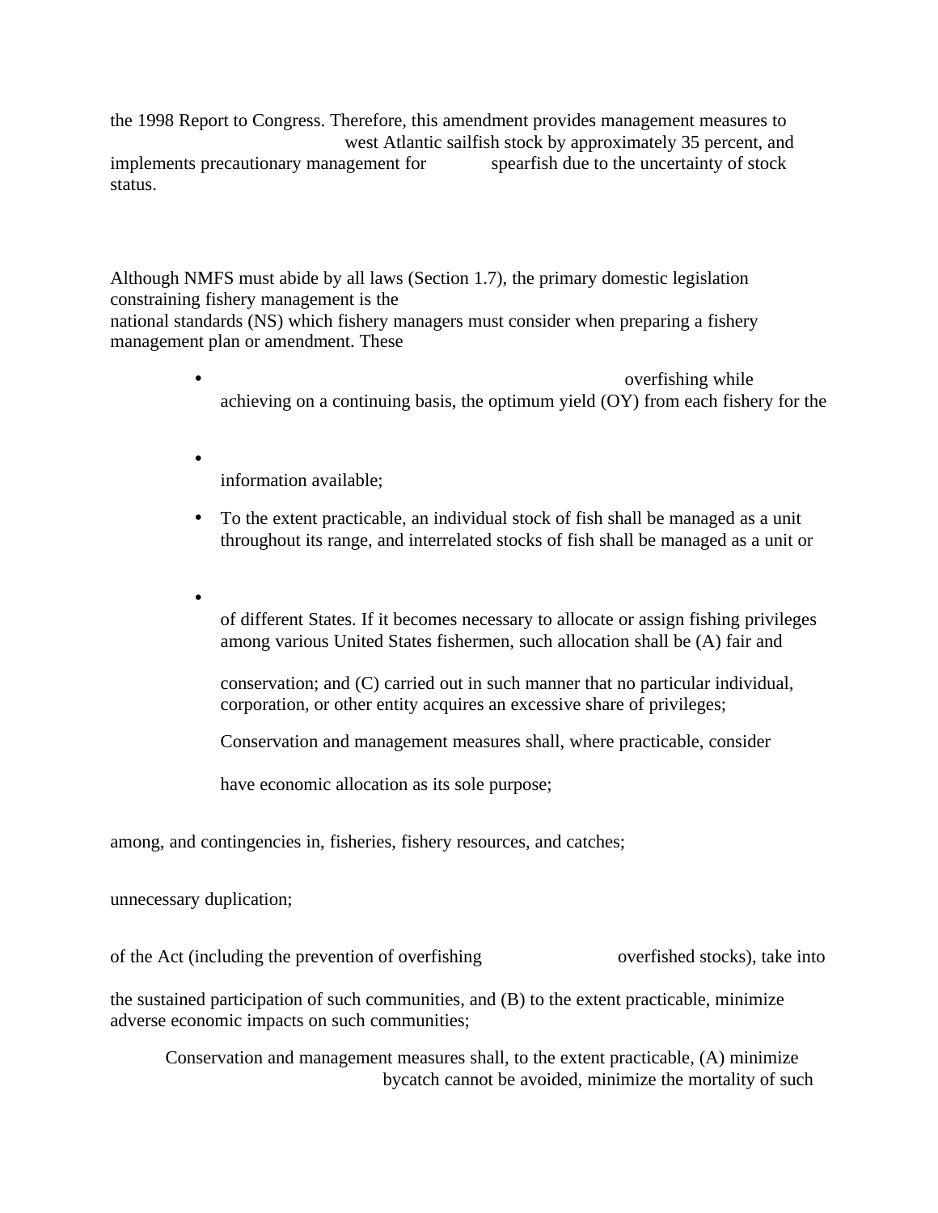the 1998 Report to Congress. Therefore, this amendment provides management measures to west Atlantic sailfish stock by approximately 35 percent, and implements precautionary management for spearfish due to the uncertainty of stock status.

Although NMFS must abide by all laws (Section 1.7), the primary domestic legislation constraining fishery management is the national standards (NS) which fishery managers must consider when preparing a fishery management plan or amendment. These

- overfishing while achieving on a continuing basis, the optimum yield (OY) from each fishery for the
- information available;
- To the extent practicable, an individual stock of fish shall be managed as a unit throughout its range, and interrelated stocks of fish shall be managed as a unit or
- of different States. If it becomes necessary to allocate or assign fishing privileges among various United States fishermen, such allocation shall be (A) fair and

  conservation; and (C) carried out in such manner that no particular individual, corporation, or other entity acquires an excessive share of privileges;

  Conservation and management measures shall, where practicable, consider

  have economic allocation as its sole purpose;

among, and contingencies in, fisheries, fishery resources, and catches;

unnecessary duplication;

of the Act (including the prevention of overfishing overfished stocks), take into

the sustained participation of such communities, and (B) to the extent practicable, minimize adverse economic impacts on such communities;

Conservation and management measures shall, to the extent practicable, (A) minimize bycatch cannot be avoided, minimize the mortality of such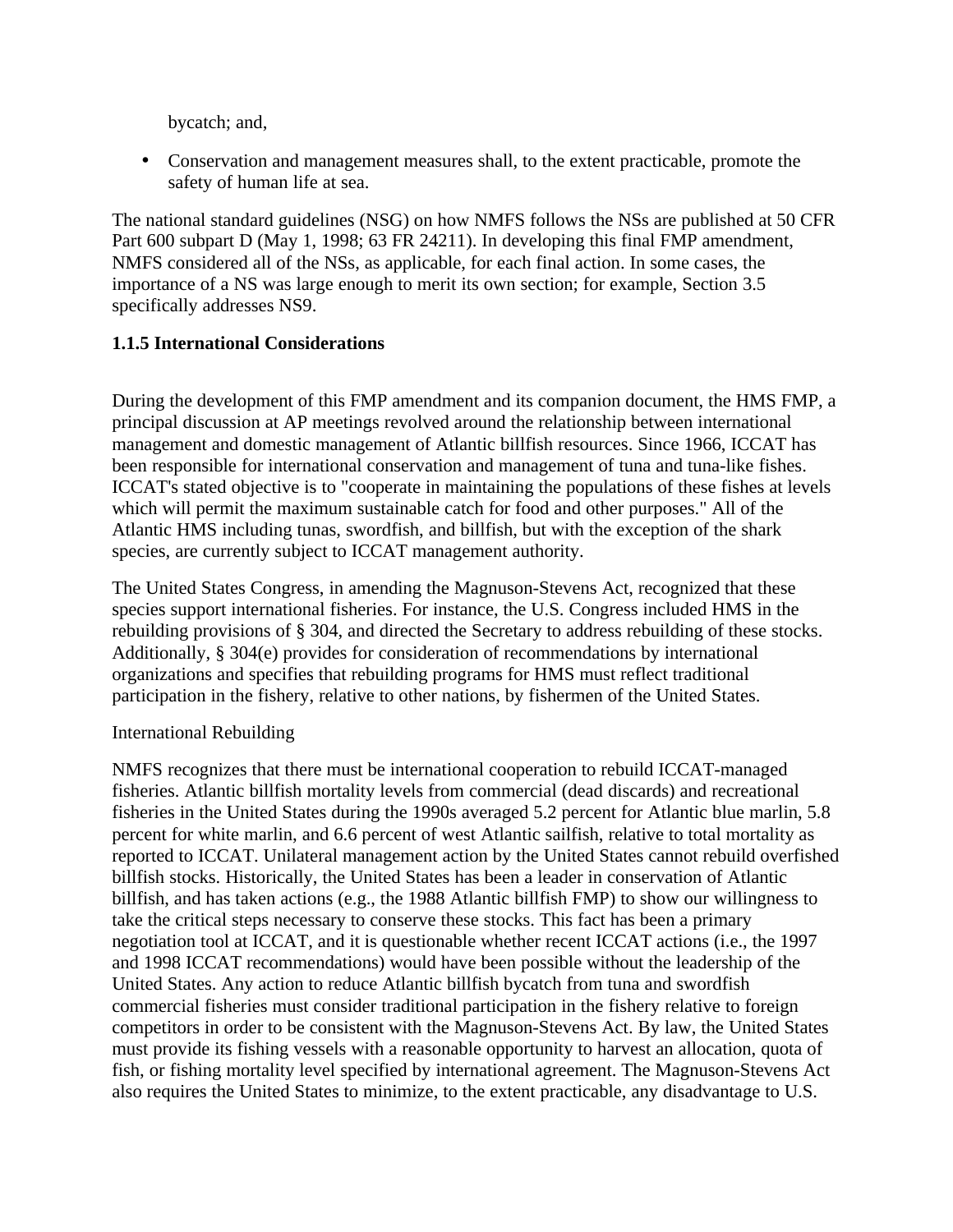bycatch; and,

- Conservation and management measures shall, to the extent practicable, promote the safety of human life at sea.

The national standard guidelines (NSG) on how NMFS follows the NSs are published at 50 CFR Part 600 subpart D (May 1, 1998; 63 FR 24211). In developing this final FMP amendment, NMFS considered all of the NSs, as applicable, for each final action. In some cases, the importance of a NS was large enough to merit its own section; for example, Section 3.5 specifically addresses NS9.

### 1.1.5 International Considerations

During the development of this FMP amendment and its companion document, the HMS FMP, a principal discussion at AP meetings revolved around the relationship between international management and domestic management of Atlantic billfish resources. Since 1966, ICCAT has been responsible for international conservation and management of tuna and tuna-like fishes. ICCAT's stated objective is to "cooperate in maintaining the populations of these fishes at levels which will permit the maximum sustainable catch for food and other purposes." All of the Atlantic HMS including tunas, swordfish, and billfish, but with the exception of the shark species, are currently subject to ICCAT management authority.

The United States Congress, in amending the Magnuson-Stevens Act, recognized that these species support international fisheries. For instance, the U.S. Congress included HMS in the rebuilding provisions of § 304, and directed the Secretary to address rebuilding of these stocks. Additionally, § 304(e) provides for consideration of recommendations by international organizations and specifies that rebuilding programs for HMS must reflect traditional participation in the fishery, relative to other nations, by fishermen of the United States.

International Rebuilding

NMFS recognizes that there must be international cooperation to rebuild ICCAT-managed fisheries. Atlantic billfish mortality levels from commercial (dead discards) and recreational fisheries in the United States during the 1990s averaged 5.2 percent for Atlantic blue marlin, 5.8 percent for white marlin, and 6.6 percent of west Atlantic sailfish, relative to total mortality as reported to ICCAT. Unilateral management action by the United States cannot rebuild overfished billfish stocks. Historically, the United States has been a leader in conservation of Atlantic billfish, and has taken actions (e.g., the 1988 Atlantic billfish FMP) to show our willingness to take the critical steps necessary to conserve these stocks. This fact has been a primary negotiation tool at ICCAT, and it is questionable whether recent ICCAT actions (i.e., the 1997 and 1998 ICCAT recommendations) would have been possible without the leadership of the United States. Any action to reduce Atlantic billfish bycatch from tuna and swordfish commercial fisheries must consider traditional participation in the fishery relative to foreign competitors in order to be consistent with the Magnuson-Stevens Act. By law, the United States must provide its fishing vessels with a reasonable opportunity to harvest an allocation, quota of fish, or fishing mortality level specified by international agreement. The Magnuson-Stevens Act also requires the United States to minimize, to the extent practicable, any disadvantage to U.S.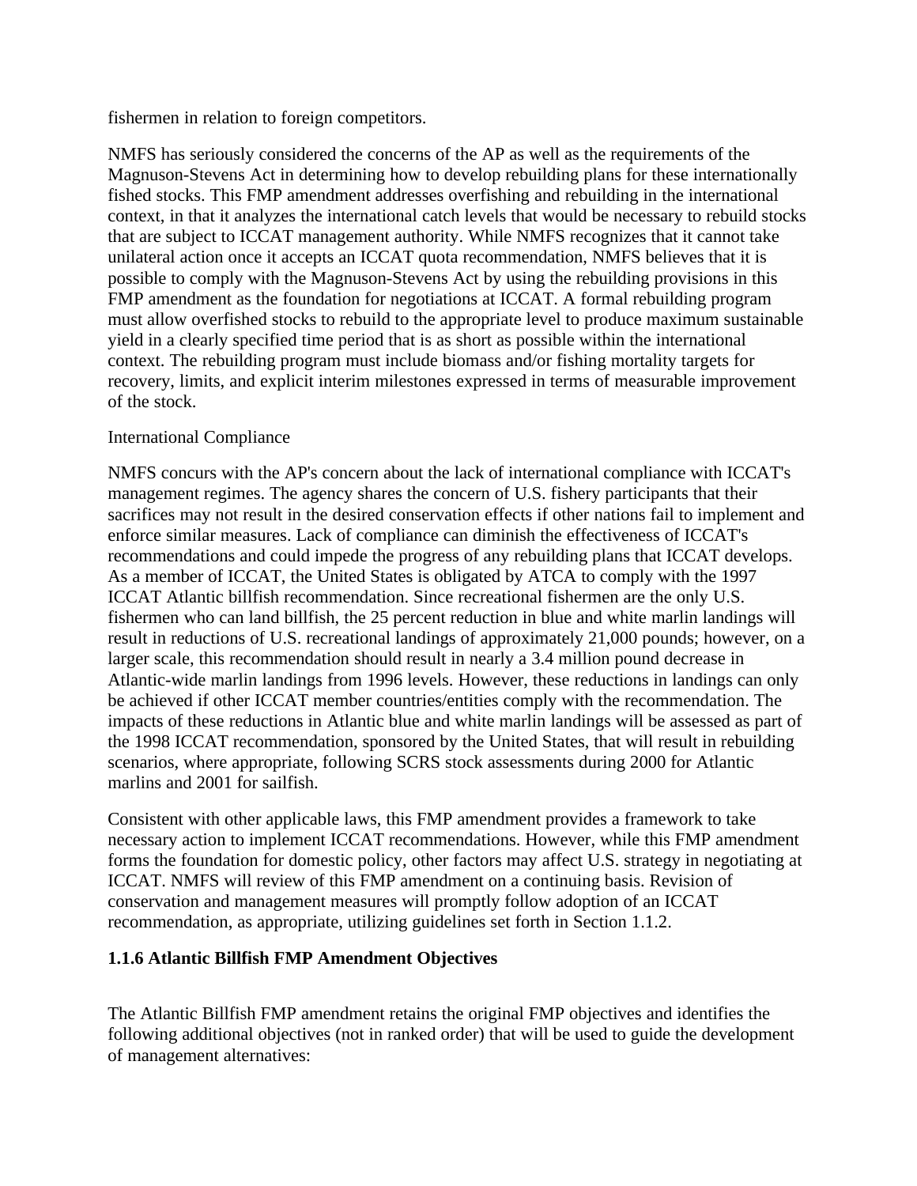fishermen in relation to foreign competitors.

NMFS has seriously considered the concerns of the AP as well as the requirements of the Magnuson-Stevens Act in determining how to develop rebuilding plans for these internationally fished stocks. This FMP amendment addresses overfishing and rebuilding in the international context, in that it analyzes the international catch levels that would be necessary to rebuild stocks that are subject to ICCAT management authority. While NMFS recognizes that it cannot take unilateral action once it accepts an ICCAT quota recommendation, NMFS believes that it is possible to comply with the Magnuson-Stevens Act by using the rebuilding provisions in this FMP amendment as the foundation for negotiations at ICCAT. A formal rebuilding program must allow overfished stocks to rebuild to the appropriate level to produce maximum sustainable yield in a clearly specified time period that is as short as possible within the international context. The rebuilding program must include biomass and/or fishing mortality targets for recovery, limits, and explicit interim milestones expressed in terms of measurable improvement of the stock.

International Compliance

NMFS concurs with the AP's concern about the lack of international compliance with ICCAT's management regimes. The agency shares the concern of U.S. fishery participants that their sacrifices may not result in the desired conservation effects if other nations fail to implement and enforce similar measures. Lack of compliance can diminish the effectiveness of ICCAT's recommendations and could impede the progress of any rebuilding plans that ICCAT develops. As a member of ICCAT, the United States is obligated by ATCA to comply with the 1997 ICCAT Atlantic billfish recommendation. Since recreational fishermen are the only U.S. fishermen who can land billfish, the 25 percent reduction in blue and white marlin landings will result in reductions of U.S. recreational landings of approximately 21,000 pounds; however, on a larger scale, this recommendation should result in nearly a 3.4 million pound decrease in Atlantic-wide marlin landings from 1996 levels. However, these reductions in landings can only be achieved if other ICCAT member countries/entities comply with the recommendation. The impacts of these reductions in Atlantic blue and white marlin landings will be assessed as part of the 1998 ICCAT recommendation, sponsored by the United States, that will result in rebuilding scenarios, where appropriate, following SCRS stock assessments during 2000 for Atlantic marlins and 2001 for sailfish.

Consistent with other applicable laws, this FMP amendment provides a framework to take necessary action to implement ICCAT recommendations. However, while this FMP amendment forms the foundation for domestic policy, other factors may affect U.S. strategy in negotiating at ICCAT. NMFS will review of this FMP amendment on a continuing basis. Revision of conservation and management measures will promptly follow adoption of an ICCAT recommendation, as appropriate, utilizing guidelines set forth in Section 1.1.2.

### 1.1.6 Atlantic Billfish FMP Amendment Objectives

The Atlantic Billfish FMP amendment retains the original FMP objectives and identifies the following additional objectives (not in ranked order) that will be used to guide the development of management alternatives: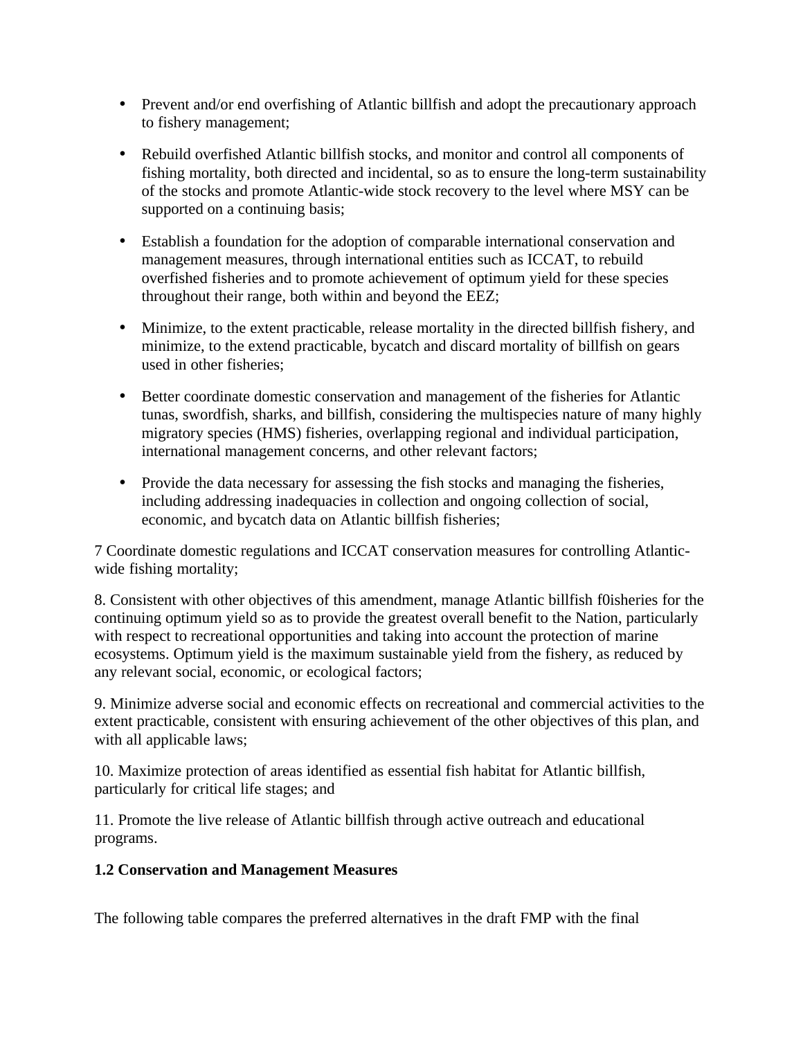- Prevent and/or end overfishing of Atlantic billfish and adopt the precautionary approach to fishery management;

- Rebuild overfished Atlantic billfish stocks, and monitor and control all components of fishing mortality, both directed and incidental, so as to ensure the long-term sustainability of the stocks and promote Atlantic-wide stock recovery to the level where MSY can be supported on a continuing basis;

- Establish a foundation for the adoption of comparable international conservation and management measures, through international entities such as ICCAT, to rebuild overfished fisheries and to promote achievement of optimum yield for these species throughout their range, both within and beyond the EEZ;

- Minimize, to the extent practicable, release mortality in the directed billfish fishery, and minimize, to the extend practicable, bycatch and discard mortality of billfish on gears used in other fisheries;

- Better coordinate domestic conservation and management of the fisheries for Atlantic tunas, swordfish, sharks, and billfish, considering the multispecies nature of many highly migratory species (HMS) fisheries, overlapping regional and individual participation, international management concerns, and other relevant factors;

- Provide the data necessary for assessing the fish stocks and managing the fisheries, including addressing inadequacies in collection and ongoing collection of social, economic, and bycatch data on Atlantic billfish fisheries;

7 Coordinate domestic regulations and ICCAT conservation measures for controlling Atlantic-wide fishing mortality;

8. Consistent with other objectives of this amendment, manage Atlantic billfish f0isheries for the continuing optimum yield so as to provide the greatest overall benefit to the Nation, particularly with respect to recreational opportunities and taking into account the protection of marine ecosystems. Optimum yield is the maximum sustainable yield from the fishery, as reduced by any relevant social, economic, or ecological factors;

9. Minimize adverse social and economic effects on recreational and commercial activities to the extent practicable, consistent with ensuring achievement of the other objectives of this plan, and with all applicable laws;

10. Maximize protection of areas identified as essential fish habitat for Atlantic billfish, particularly for critical life stages; and

11. Promote the live release of Atlantic billfish through active outreach and educational programs.

**1.2 Conservation and Management Measures**

The following table compares the preferred alternatives in the draft FMP with the final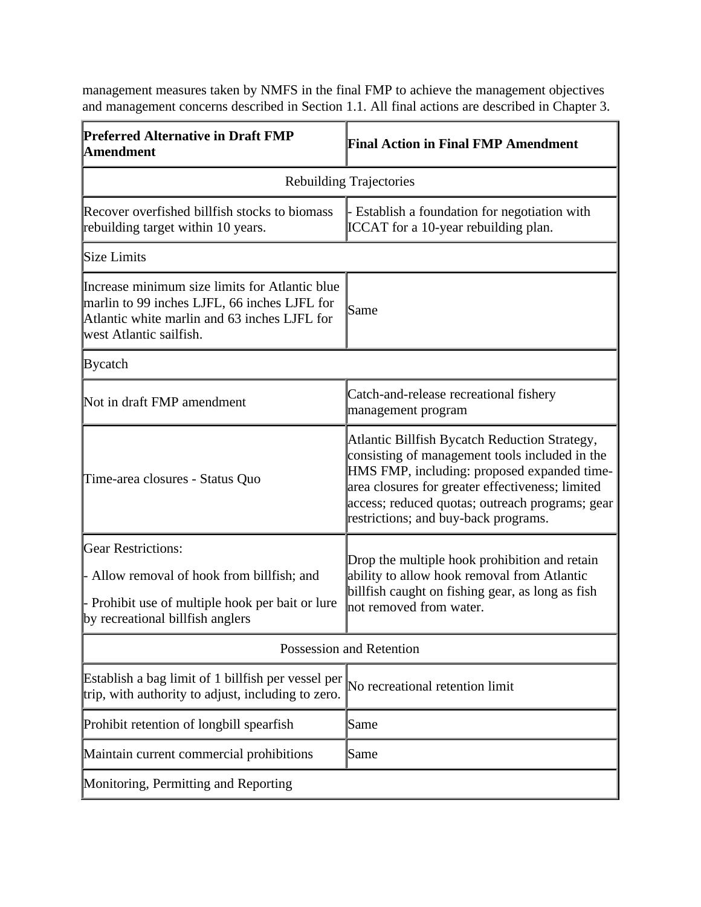management measures taken by NMFS in the final FMP to achieve the management objectives and management concerns described in Section 1.1. All final actions are described in Chapter 3.

| **Preferred Alternative in Draft FMP Amendment** | **Final Action in Final FMP Amendment** |
|---|---|
| Rebuilding Trajectories | |
| Recover overfished billfish stocks to biomass rebuilding target within 10 years. | - Establish a foundation for negotiation with ICCAT for a 10-year rebuilding plan. |
| Size Limits | |
| Increase minimum size limits for Atlantic blue marlin to 99 inches LJFL, 66 inches LJFL for Atlantic white marlin and 63 inches LJFL for west Atlantic sailfish. | Same |
| Bycatch | |
| Not in draft FMP amendment | Catch-and-release recreational fishery management program |
| Time-area closures - Status Quo | Atlantic Billfish Bycatch Reduction Strategy, consisting of management tools included in the HMS FMP, including: proposed expanded time-area closures for greater effectiveness; limited access; reduced quotas; outreach programs; gear restrictions; and buy-back programs. |
| Gear Restrictions:<br>- Allow removal of hook from billfish; and<br>- Prohibit use of multiple hook per bait or lure by recreational billfish anglers | Drop the multiple hook prohibition and retain ability to allow hook removal from Atlantic billfish caught on fishing gear, as long as fish not removed from water. |
| Possession and Retention | |
| Establish a bag limit of 1 billfish per vessel per trip, with authority to adjust, including to zero. | No recreational retention limit |
| Prohibit retention of longbill spearfish | Same |
| Maintain current commercial prohibitions | Same |
| Monitoring, Permitting and Reporting | |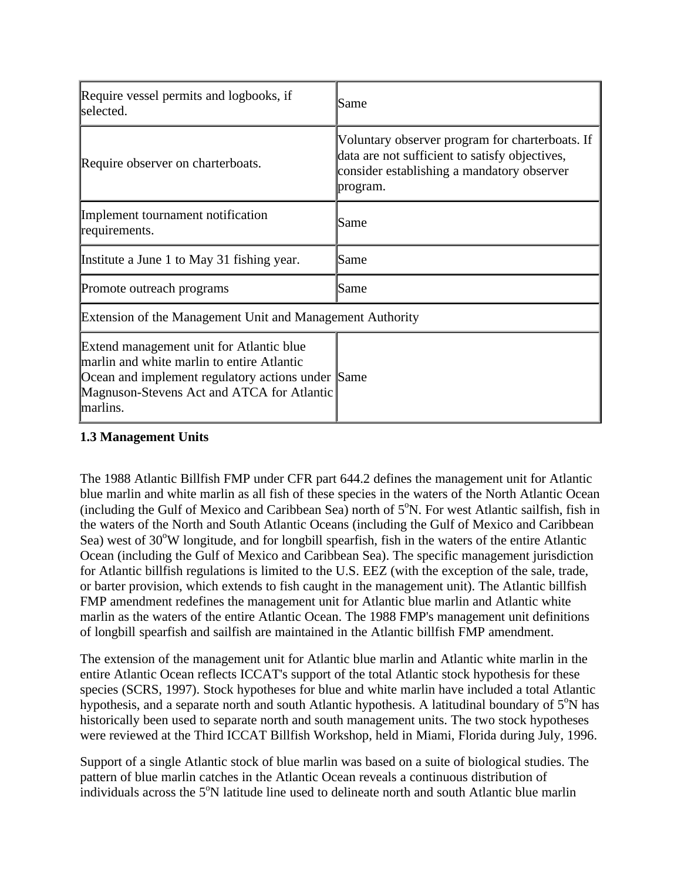| | |
|---|---|
| Require vessel permits and logbooks, if selected. | Same |
| Require observer on charterboats. | Voluntary observer program for charterboats. If data are not sufficient to satisfy objectives, consider establishing a mandatory observer program. |
| Implement tournament notification requirements. | Same |
| Institute a June 1 to May 31 fishing year. | Same |
| Promote outreach programs | Same |
| Extension of the Management Unit and Management Authority | |
| Extend management unit for Atlantic blue marlin and white marlin to entire Atlantic Ocean and implement regulatory actions under Magnuson-Stevens Act and ATCA for Atlantic marlins. | Same |

**1.3 Management Units**

The 1988 Atlantic Billfish FMP under CFR part 644.2 defines the management unit for Atlantic blue marlin and white marlin as all fish of these species in the waters of the North Atlantic Ocean (including the Gulf of Mexico and Caribbean Sea) north of 5$^{o}$N. For west Atlantic sailfish, fish in the waters of the North and South Atlantic Oceans (including the Gulf of Mexico and Caribbean Sea) west of 30$^{o}$W longitude, and for longbill spearfish, fish in the waters of the entire Atlantic Ocean (including the Gulf of Mexico and Caribbean Sea). The specific management jurisdiction for Atlantic billfish regulations is limited to the U.S. EEZ (with the exception of the sale, trade, or barter provision, which extends to fish caught in the management unit). The Atlantic billfish FMP amendment redefines the management unit for Atlantic blue marlin and Atlantic white marlin as the waters of the entire Atlantic Ocean. The 1988 FMP's management unit definitions of longbill spearfish and sailfish are maintained in the Atlantic billfish FMP amendment.

The extension of the management unit for Atlantic blue marlin and Atlantic white marlin in the entire Atlantic Ocean reflects ICCAT's support of the total Atlantic stock hypothesis for these species (SCRS, 1997). Stock hypotheses for blue and white marlin have included a total Atlantic hypothesis, and a separate north and south Atlantic hypothesis. A latitudinal boundary of 5$^{o}$N has historically been used to separate north and south management units. The two stock hypotheses were reviewed at the Third ICCAT Billfish Workshop, held in Miami, Florida during July, 1996.

Support of a single Atlantic stock of blue marlin was based on a suite of biological studies. The pattern of blue marlin catches in the Atlantic Ocean reveals a continuous distribution of individuals across the 5$^{o}$N latitude line used to delineate north and south Atlantic blue marlin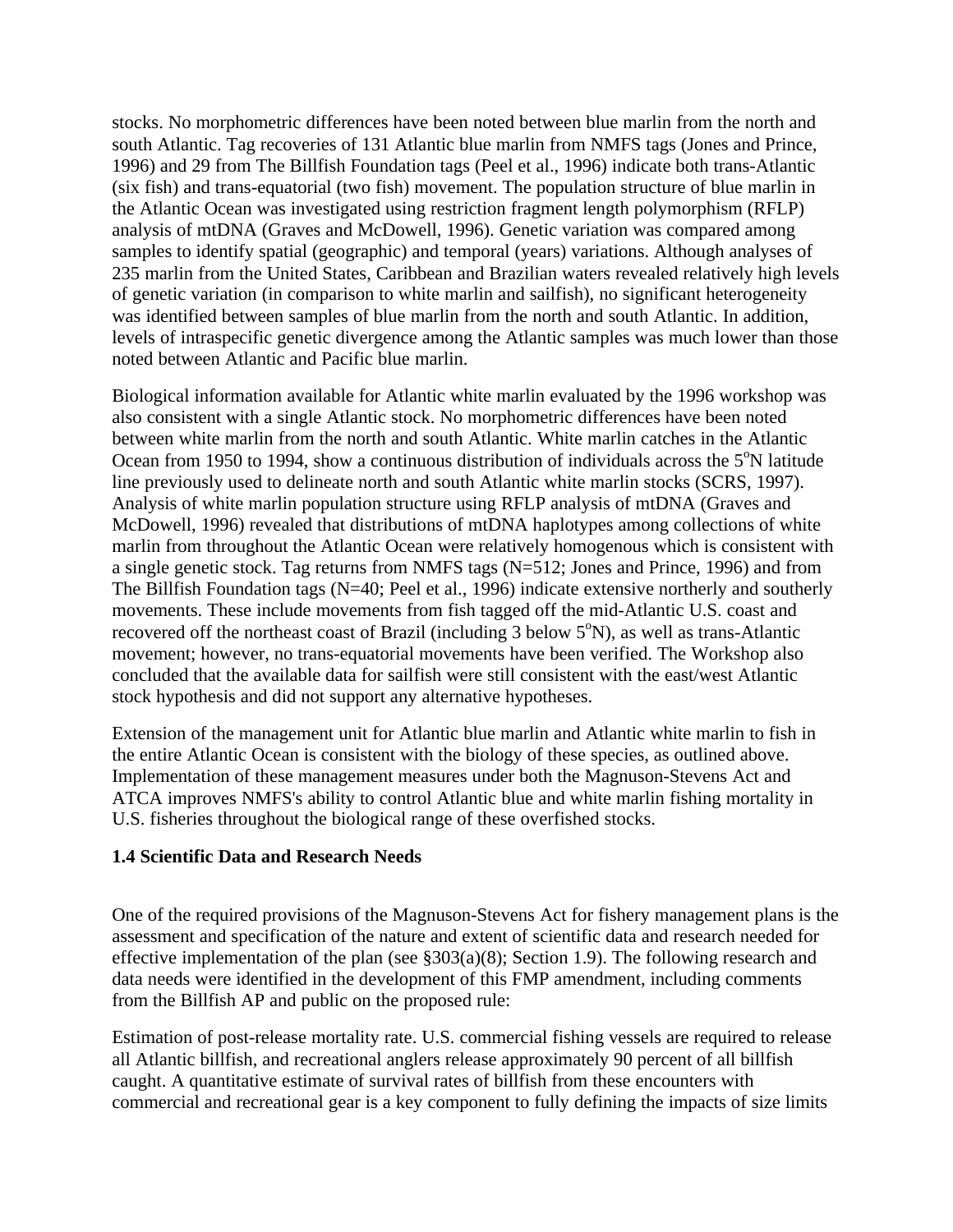stocks. No morphometric differences have been noted between blue marlin from the north and south Atlantic. Tag recoveries of 131 Atlantic blue marlin from NMFS tags (Jones and Prince, 1996) and 29 from The Billfish Foundation tags (Peel et al., 1996) indicate both trans-Atlantic (six fish) and trans-equatorial (two fish) movement. The population structure of blue marlin in the Atlantic Ocean was investigated using restriction fragment length polymorphism (RFLP) analysis of mtDNA (Graves and McDowell, 1996). Genetic variation was compared among samples to identify spatial (geographic) and temporal (years) variations. Although analyses of 235 marlin from the United States, Caribbean and Brazilian waters revealed relatively high levels of genetic variation (in comparison to white marlin and sailfish), no significant heterogeneity was identified between samples of blue marlin from the north and south Atlantic. In addition, levels of intraspecific genetic divergence among the Atlantic samples was much lower than those noted between Atlantic and Pacific blue marlin.

Biological information available for Atlantic white marlin evaluated by the 1996 workshop was also consistent with a single Atlantic stock. No morphometric differences have been noted between white marlin from the north and south Atlantic. White marlin catches in the Atlantic Ocean from 1950 to 1994, show a continuous distribution of individuals across the 5°N latitude line previously used to delineate north and south Atlantic white marlin stocks (SCRS, 1997). Analysis of white marlin population structure using RFLP analysis of mtDNA (Graves and McDowell, 1996) revealed that distributions of mtDNA haplotypes among collections of white marlin from throughout the Atlantic Ocean were relatively homogenous which is consistent with a single genetic stock. Tag returns from NMFS tags (N=512; Jones and Prince, 1996) and from The Billfish Foundation tags (N=40; Peel et al., 1996) indicate extensive northerly and southerly movements. These include movements from fish tagged off the mid-Atlantic U.S. coast and recovered off the northeast coast of Brazil (including 3 below 5°N), as well as trans-Atlantic movement; however, no trans-equatorial movements have been verified. The Workshop also concluded that the available data for sailfish were still consistent with the east/west Atlantic stock hypothesis and did not support any alternative hypotheses.

Extension of the management unit for Atlantic blue marlin and Atlantic white marlin to fish in the entire Atlantic Ocean is consistent with the biology of these species, as outlined above. Implementation of these management measures under both the Magnuson-Stevens Act and ATCA improves NMFS's ability to control Atlantic blue and white marlin fishing mortality in U.S. fisheries throughout the biological range of these overfished stocks.

### 1.4 Scientific Data and Research Needs

One of the required provisions of the Magnuson-Stevens Act for fishery management plans is the assessment and specification of the nature and extent of scientific data and research needed for effective implementation of the plan (see §303(a)(8); Section 1.9). The following research and data needs were identified in the development of this FMP amendment, including comments from the Billfish AP and public on the proposed rule:

Estimation of post-release mortality rate. U.S. commercial fishing vessels are required to release all Atlantic billfish, and recreational anglers release approximately 90 percent of all billfish caught. A quantitative estimate of survival rates of billfish from these encounters with commercial and recreational gear is a key component to fully defining the impacts of size limits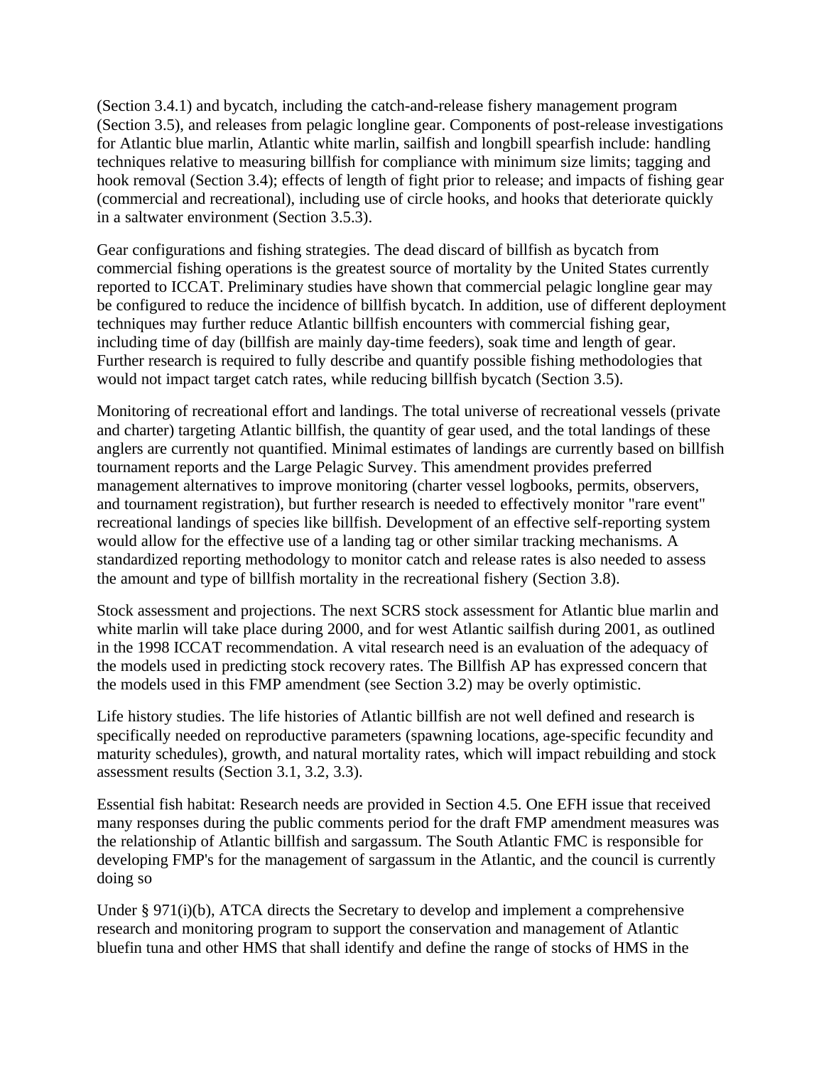(Section 3.4.1) and bycatch, including the catch-and-release fishery management program (Section 3.5), and releases from pelagic longline gear. Components of post-release investigations for Atlantic blue marlin, Atlantic white marlin, sailfish and longbill spearfish include: handling techniques relative to measuring billfish for compliance with minimum size limits; tagging and hook removal (Section 3.4); effects of length of fight prior to release; and impacts of fishing gear (commercial and recreational), including use of circle hooks, and hooks that deteriorate quickly in a saltwater environment (Section 3.5.3).

Gear configurations and fishing strategies. The dead discard of billfish as bycatch from commercial fishing operations is the greatest source of mortality by the United States currently reported to ICCAT. Preliminary studies have shown that commercial pelagic longline gear may be configured to reduce the incidence of billfish bycatch. In addition, use of different deployment techniques may further reduce Atlantic billfish encounters with commercial fishing gear, including time of day (billfish are mainly day-time feeders), soak time and length of gear. Further research is required to fully describe and quantify possible fishing methodologies that would not impact target catch rates, while reducing billfish bycatch (Section 3.5).

Monitoring of recreational effort and landings. The total universe of recreational vessels (private and charter) targeting Atlantic billfish, the quantity of gear used, and the total landings of these anglers are currently not quantified. Minimal estimates of landings are currently based on billfish tournament reports and the Large Pelagic Survey. This amendment provides preferred management alternatives to improve monitoring (charter vessel logbooks, permits, observers, and tournament registration), but further research is needed to effectively monitor "rare event" recreational landings of species like billfish. Development of an effective self-reporting system would allow for the effective use of a landing tag or other similar tracking mechanisms. A standardized reporting methodology to monitor catch and release rates is also needed to assess the amount and type of billfish mortality in the recreational fishery (Section 3.8).

Stock assessment and projections. The next SCRS stock assessment for Atlantic blue marlin and white marlin will take place during 2000, and for west Atlantic sailfish during 2001, as outlined in the 1998 ICCAT recommendation. A vital research need is an evaluation of the adequacy of the models used in predicting stock recovery rates. The Billfish AP has expressed concern that the models used in this FMP amendment (see Section 3.2) may be overly optimistic.

Life history studies. The life histories of Atlantic billfish are not well defined and research is specifically needed on reproductive parameters (spawning locations, age-specific fecundity and maturity schedules), growth, and natural mortality rates, which will impact rebuilding and stock assessment results (Section 3.1, 3.2, 3.3).

Essential fish habitat: Research needs are provided in Section 4.5. One EFH issue that received many responses during the public comments period for the draft FMP amendment measures was the relationship of Atlantic billfish and sargassum. The South Atlantic FMC is responsible for developing FMP's for the management of sargassum in the Atlantic, and the council is currently doing so

Under § 971(i)(b), ATCA directs the Secretary to develop and implement a comprehensive research and monitoring program to support the conservation and management of Atlantic bluefin tuna and other HMS that shall identify and define the range of stocks of HMS in the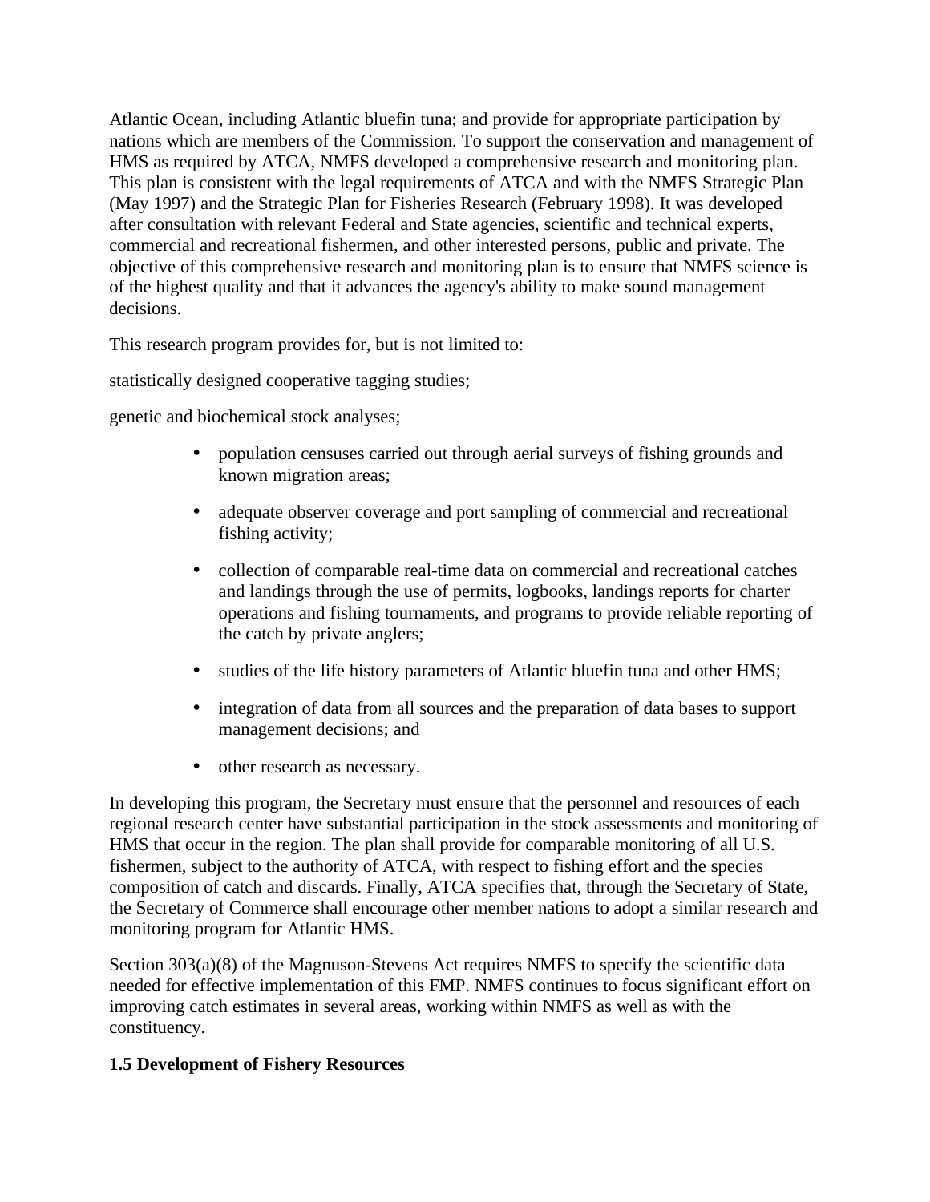Atlantic Ocean, including Atlantic bluefin tuna; and provide for appropriate participation by nations which are members of the Commission. To support the conservation and management of HMS as required by ATCA, NMFS developed a comprehensive research and monitoring plan. This plan is consistent with the legal requirements of ATCA and with the NMFS Strategic Plan (May 1997) and the Strategic Plan for Fisheries Research (February 1998). It was developed after consultation with relevant Federal and State agencies, scientific and technical experts, commercial and recreational fishermen, and other interested persons, public and private. The objective of this comprehensive research and monitoring plan is to ensure that NMFS science is of the highest quality and that it advances the agency's ability to make sound management decisions.

This research program provides for, but is not limited to:

statistically designed cooperative tagging studies;

genetic and biochemical stock analyses;

- population censuses carried out through aerial surveys of fishing grounds and known migration areas;
- adequate observer coverage and port sampling of commercial and recreational fishing activity;
- collection of comparable real-time data on commercial and recreational catches and landings through the use of permits, logbooks, landings reports for charter operations and fishing tournaments, and programs to provide reliable reporting of the catch by private anglers;
- studies of the life history parameters of Atlantic bluefin tuna and other HMS;
- integration of data from all sources and the preparation of data bases to support management decisions; and
- other research as necessary.

In developing this program, the Secretary must ensure that the personnel and resources of each regional research center have substantial participation in the stock assessments and monitoring of HMS that occur in the region. The plan shall provide for comparable monitoring of all U.S. fishermen, subject to the authority of ATCA, with respect to fishing effort and the species composition of catch and discards. Finally, ATCA specifies that, through the Secretary of State, the Secretary of Commerce shall encourage other member nations to adopt a similar research and monitoring program for Atlantic HMS.

Section 303(a)(8) of the Magnuson-Stevens Act requires NMFS to specify the scientific data needed for effective implementation of this FMP. NMFS continues to focus significant effort on improving catch estimates in several areas, working within NMFS as well as with the constituency.

### 1.5 Development of Fishery Resources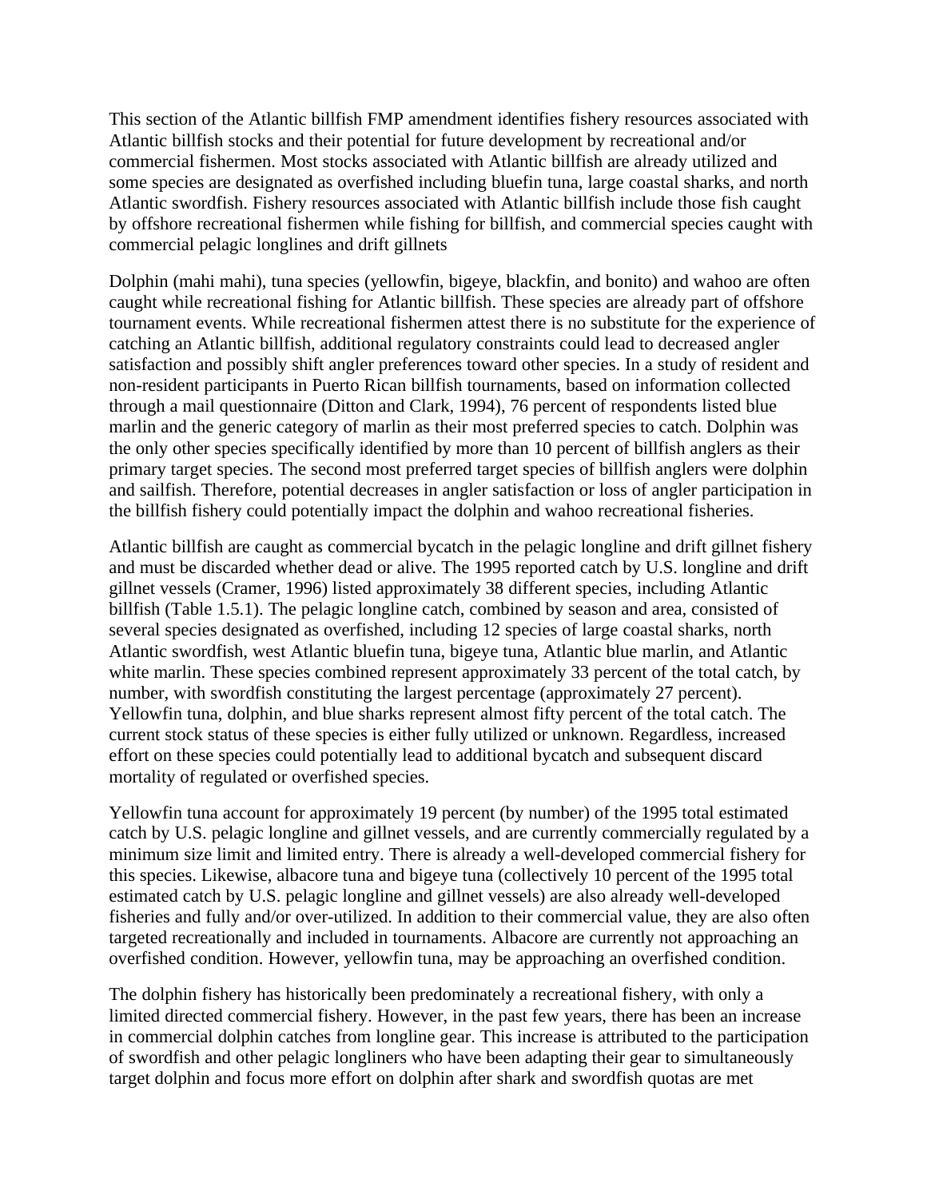This section of the Atlantic billfish FMP amendment identifies fishery resources associated with Atlantic billfish stocks and their potential for future development by recreational and/or commercial fishermen. Most stocks associated with Atlantic billfish are already utilized and some species are designated as overfished including bluefin tuna, large coastal sharks, and north Atlantic swordfish. Fishery resources associated with Atlantic billfish include those fish caught by offshore recreational fishermen while fishing for billfish, and commercial species caught with commercial pelagic longlines and drift gillnets

Dolphin (mahi mahi), tuna species (yellowfin, bigeye, blackfin, and bonito) and wahoo are often caught while recreational fishing for Atlantic billfish. These species are already part of offshore tournament events. While recreational fishermen attest there is no substitute for the experience of catching an Atlantic billfish, additional regulatory constraints could lead to decreased angler satisfaction and possibly shift angler preferences toward other species. In a study of resident and non-resident participants in Puerto Rican billfish tournaments, based on information collected through a mail questionnaire (Ditton and Clark, 1994), 76 percent of respondents listed blue marlin and the generic category of marlin as their most preferred species to catch. Dolphin was the only other species specifically identified by more than 10 percent of billfish anglers as their primary target species. The second most preferred target species of billfish anglers were dolphin and sailfish. Therefore, potential decreases in angler satisfaction or loss of angler participation in the billfish fishery could potentially impact the dolphin and wahoo recreational fisheries.

Atlantic billfish are caught as commercial bycatch in the pelagic longline and drift gillnet fishery and must be discarded whether dead or alive. The 1995 reported catch by U.S. longline and drift gillnet vessels (Cramer, 1996) listed approximately 38 different species, including Atlantic billfish (Table 1.5.1). The pelagic longline catch, combined by season and area, consisted of several species designated as overfished, including 12 species of large coastal sharks, north Atlantic swordfish, west Atlantic bluefin tuna, bigeye tuna, Atlantic blue marlin, and Atlantic white marlin. These species combined represent approximately 33 percent of the total catch, by number, with swordfish constituting the largest percentage (approximately 27 percent). Yellowfin tuna, dolphin, and blue sharks represent almost fifty percent of the total catch. The current stock status of these species is either fully utilized or unknown. Regardless, increased effort on these species could potentially lead to additional bycatch and subsequent discard mortality of regulated or overfished species.

Yellowfin tuna account for approximately 19 percent (by number) of the 1995 total estimated catch by U.S. pelagic longline and gillnet vessels, and are currently commercially regulated by a minimum size limit and limited entry. There is already a well-developed commercial fishery for this species. Likewise, albacore tuna and bigeye tuna (collectively 10 percent of the 1995 total estimated catch by U.S. pelagic longline and gillnet vessels) are also already well-developed fisheries and fully and/or over-utilized. In addition to their commercial value, they are also often targeted recreationally and included in tournaments. Albacore are currently not approaching an overfished condition. However, yellowfin tuna, may be approaching an overfished condition.

The dolphin fishery has historically been predominately a recreational fishery, with only a limited directed commercial fishery. However, in the past few years, there has been an increase in commercial dolphin catches from longline gear. This increase is attributed to the participation of swordfish and other pelagic longliners who have been adapting their gear to simultaneously target dolphin and focus more effort on dolphin after shark and swordfish quotas are met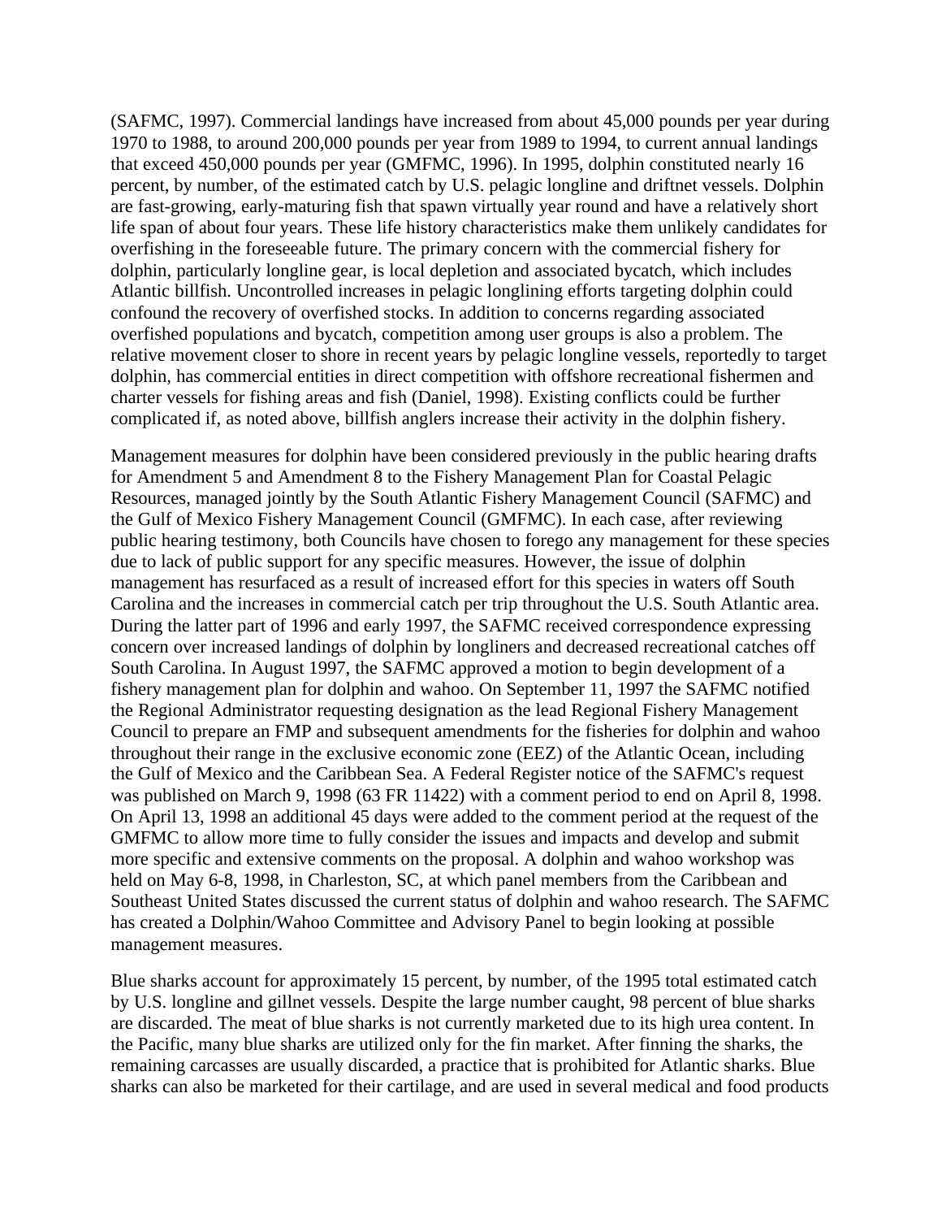(SAFMC, 1997). Commercial landings have increased from about 45,000 pounds per year during 1970 to 1988, to around 200,000 pounds per year from 1989 to 1994, to current annual landings that exceed 450,000 pounds per year (GMFMC, 1996). In 1995, dolphin constituted nearly 16 percent, by number, of the estimated catch by U.S. pelagic longline and driftnet vessels. Dolphin are fast-growing, early-maturing fish that spawn virtually year round and have a relatively short life span of about four years. These life history characteristics make them unlikely candidates for overfishing in the foreseeable future. The primary concern with the commercial fishery for dolphin, particularly longline gear, is local depletion and associated bycatch, which includes Atlantic billfish. Uncontrolled increases in pelagic longlining efforts targeting dolphin could confound the recovery of overfished stocks. In addition to concerns regarding associated overfished populations and bycatch, competition among user groups is also a problem. The relative movement closer to shore in recent years by pelagic longline vessels, reportedly to target dolphin, has commercial entities in direct competition with offshore recreational fishermen and charter vessels for fishing areas and fish (Daniel, 1998). Existing conflicts could be further complicated if, as noted above, billfish anglers increase their activity in the dolphin fishery.

Management measures for dolphin have been considered previously in the public hearing drafts for Amendment 5 and Amendment 8 to the Fishery Management Plan for Coastal Pelagic Resources, managed jointly by the South Atlantic Fishery Management Council (SAFMC) and the Gulf of Mexico Fishery Management Council (GMFMC). In each case, after reviewing public hearing testimony, both Councils have chosen to forego any management for these species due to lack of public support for any specific measures. However, the issue of dolphin management has resurfaced as a result of increased effort for this species in waters off South Carolina and the increases in commercial catch per trip throughout the U.S. South Atlantic area. During the latter part of 1996 and early 1997, the SAFMC received correspondence expressing concern over increased landings of dolphin by longliners and decreased recreational catches off South Carolina. In August 1997, the SAFMC approved a motion to begin development of a fishery management plan for dolphin and wahoo. On September 11, 1997 the SAFMC notified the Regional Administrator requesting designation as the lead Regional Fishery Management Council to prepare an FMP and subsequent amendments for the fisheries for dolphin and wahoo throughout their range in the exclusive economic zone (EEZ) of the Atlantic Ocean, including the Gulf of Mexico and the Caribbean Sea. A Federal Register notice of the SAFMC's request was published on March 9, 1998 (63 FR 11422) with a comment period to end on April 8, 1998. On April 13, 1998 an additional 45 days were added to the comment period at the request of the GMFMC to allow more time to fully consider the issues and impacts and develop and submit more specific and extensive comments on the proposal. A dolphin and wahoo workshop was held on May 6-8, 1998, in Charleston, SC, at which panel members from the Caribbean and Southeast United States discussed the current status of dolphin and wahoo research. The SAFMC has created a Dolphin/Wahoo Committee and Advisory Panel to begin looking at possible management measures.

Blue sharks account for approximately 15 percent, by number, of the 1995 total estimated catch by U.S. longline and gillnet vessels. Despite the large number caught, 98 percent of blue sharks are discarded. The meat of blue sharks is not currently marketed due to its high urea content. In the Pacific, many blue sharks are utilized only for the fin market. After finning the sharks, the remaining carcasses are usually discarded, a practice that is prohibited for Atlantic sharks. Blue sharks can also be marketed for their cartilage, and are used in several medical and food products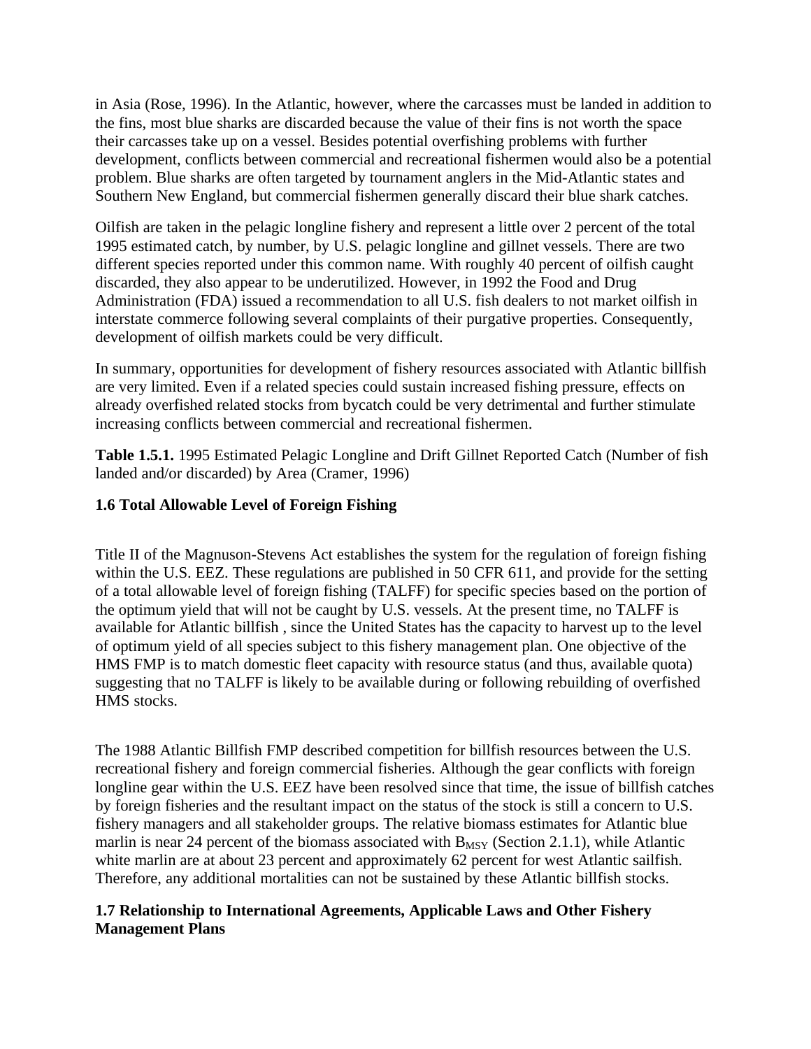in Asia (Rose, 1996). In the Atlantic, however, where the carcasses must be landed in addition to the fins, most blue sharks are discarded because the value of their fins is not worth the space their carcasses take up on a vessel. Besides potential overfishing problems with further development, conflicts between commercial and recreational fishermen would also be a potential problem. Blue sharks are often targeted by tournament anglers in the Mid-Atlantic states and Southern New England, but commercial fishermen generally discard their blue shark catches.

Oilfish are taken in the pelagic longline fishery and represent a little over 2 percent of the total 1995 estimated catch, by number, by U.S. pelagic longline and gillnet vessels. There are two different species reported under this common name. With roughly 40 percent of oilfish caught discarded, they also appear to be underutilized. However, in 1992 the Food and Drug Administration (FDA) issued a recommendation to all U.S. fish dealers to not market oilfish in interstate commerce following several complaints of their purgative properties. Consequently, development of oilfish markets could be very difficult.

In summary, opportunities for development of fishery resources associated with Atlantic billfish are very limited. Even if a related species could sustain increased fishing pressure, effects on already overfished related stocks from bycatch could be very detrimental and further stimulate increasing conflicts between commercial and recreational fishermen.

**Table 1.5.1.** 1995 Estimated Pelagic Longline and Drift Gillnet Reported Catch (Number of fish landed and/or discarded) by Area (Cramer, 1996)

### 1.6 Total Allowable Level of Foreign Fishing

Title II of the Magnuson-Stevens Act establishes the system for the regulation of foreign fishing within the U.S. EEZ. These regulations are published in 50 CFR 611, and provide for the setting of a total allowable level of foreign fishing (TALFF) for specific species based on the portion of the optimum yield that will not be caught by U.S. vessels. At the present time, no TALFF is available for Atlantic billfish , since the United States has the capacity to harvest up to the level of optimum yield of all species subject to this fishery management plan. One objective of the HMS FMP is to match domestic fleet capacity with resource status (and thus, available quota) suggesting that no TALFF is likely to be available during or following rebuilding of overfished HMS stocks.

The 1988 Atlantic Billfish FMP described competition for billfish resources between the U.S. recreational fishery and foreign commercial fisheries. Although the gear conflicts with foreign longline gear within the U.S. EEZ have been resolved since that time, the issue of billfish catches by foreign fisheries and the resultant impact on the status of the stock is still a concern to U.S. fishery managers and all stakeholder groups. The relative biomass estimates for Atlantic blue marlin is near 24 percent of the biomass associated with $B_{MSY}$ (Section 2.1.1), while Atlantic white marlin are at about 23 percent and approximately 62 percent for west Atlantic sailfish. Therefore, any additional mortalities can not be sustained by these Atlantic billfish stocks.

### 1.7 Relationship to International Agreements, Applicable Laws and Other Fishery Management Plans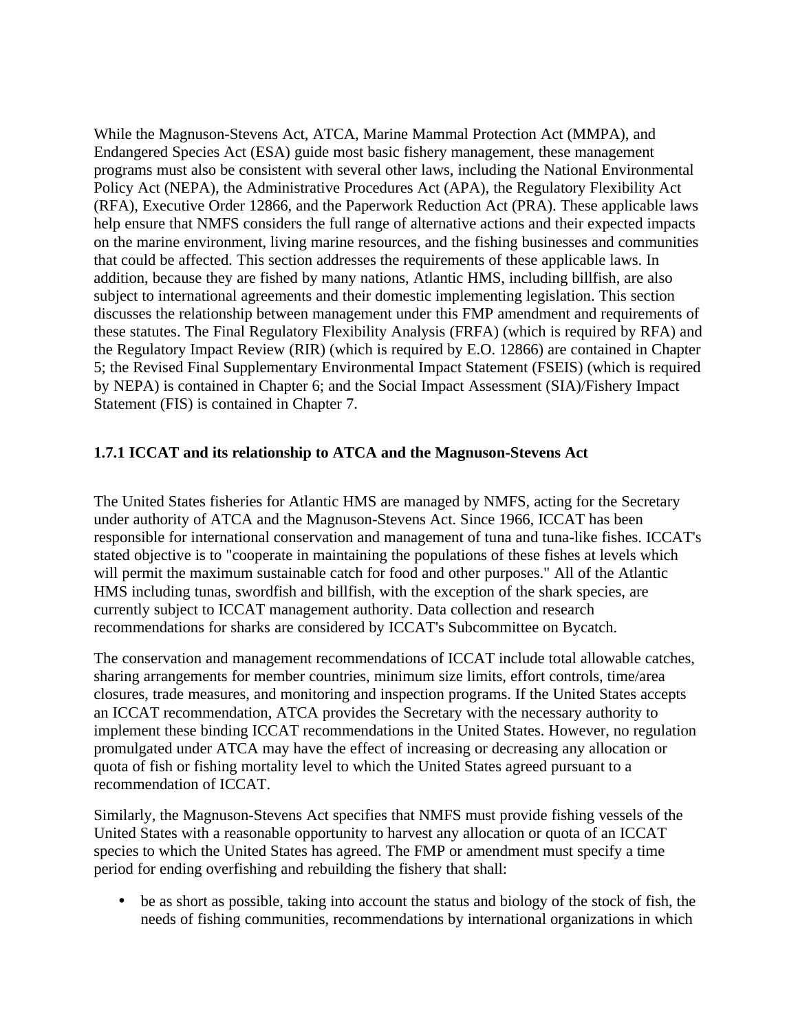While the Magnuson-Stevens Act, ATCA, Marine Mammal Protection Act (MMPA), and Endangered Species Act (ESA) guide most basic fishery management, these management programs must also be consistent with several other laws, including the National Environmental Policy Act (NEPA), the Administrative Procedures Act (APA), the Regulatory Flexibility Act (RFA), Executive Order 12866, and the Paperwork Reduction Act (PRA). These applicable laws help ensure that NMFS considers the full range of alternative actions and their expected impacts on the marine environment, living marine resources, and the fishing businesses and communities that could be affected. This section addresses the requirements of these applicable laws. In addition, because they are fished by many nations, Atlantic HMS, including billfish, are also subject to international agreements and their domestic implementing legislation. This section discusses the relationship between management under this FMP amendment and requirements of these statutes. The Final Regulatory Flexibility Analysis (FRFA) (which is required by RFA) and the Regulatory Impact Review (RIR) (which is required by E.O. 12866) are contained in Chapter 5; the Revised Final Supplementary Environmental Impact Statement (FSEIS) (which is required by NEPA) is contained in Chapter 6; and the Social Impact Assessment (SIA)/Fishery Impact Statement (FIS) is contained in Chapter 7.

### 1.7.1 ICCAT and its relationship to ATCA and the Magnuson-Stevens Act

The United States fisheries for Atlantic HMS are managed by NMFS, acting for the Secretary under authority of ATCA and the Magnuson-Stevens Act. Since 1966, ICCAT has been responsible for international conservation and management of tuna and tuna-like fishes. ICCAT's stated objective is to "cooperate in maintaining the populations of these fishes at levels which will permit the maximum sustainable catch for food and other purposes." All of the Atlantic HMS including tunas, swordfish and billfish, with the exception of the shark species, are currently subject to ICCAT management authority. Data collection and research recommendations for sharks are considered by ICCAT's Subcommittee on Bycatch.

The conservation and management recommendations of ICCAT include total allowable catches, sharing arrangements for member countries, minimum size limits, effort controls, time/area closures, trade measures, and monitoring and inspection programs. If the United States accepts an ICCAT recommendation, ATCA provides the Secretary with the necessary authority to implement these binding ICCAT recommendations in the United States. However, no regulation promulgated under ATCA may have the effect of increasing or decreasing any allocation or quota of fish or fishing mortality level to which the United States agreed pursuant to a recommendation of ICCAT.

Similarly, the Magnuson-Stevens Act specifies that NMFS must provide fishing vessels of the United States with a reasonable opportunity to harvest any allocation or quota of an ICCAT species to which the United States has agreed. The FMP or amendment must specify a time period for ending overfishing and rebuilding the fishery that shall:

- be as short as possible, taking into account the status and biology of the stock of fish, the needs of fishing communities, recommendations by international organizations in which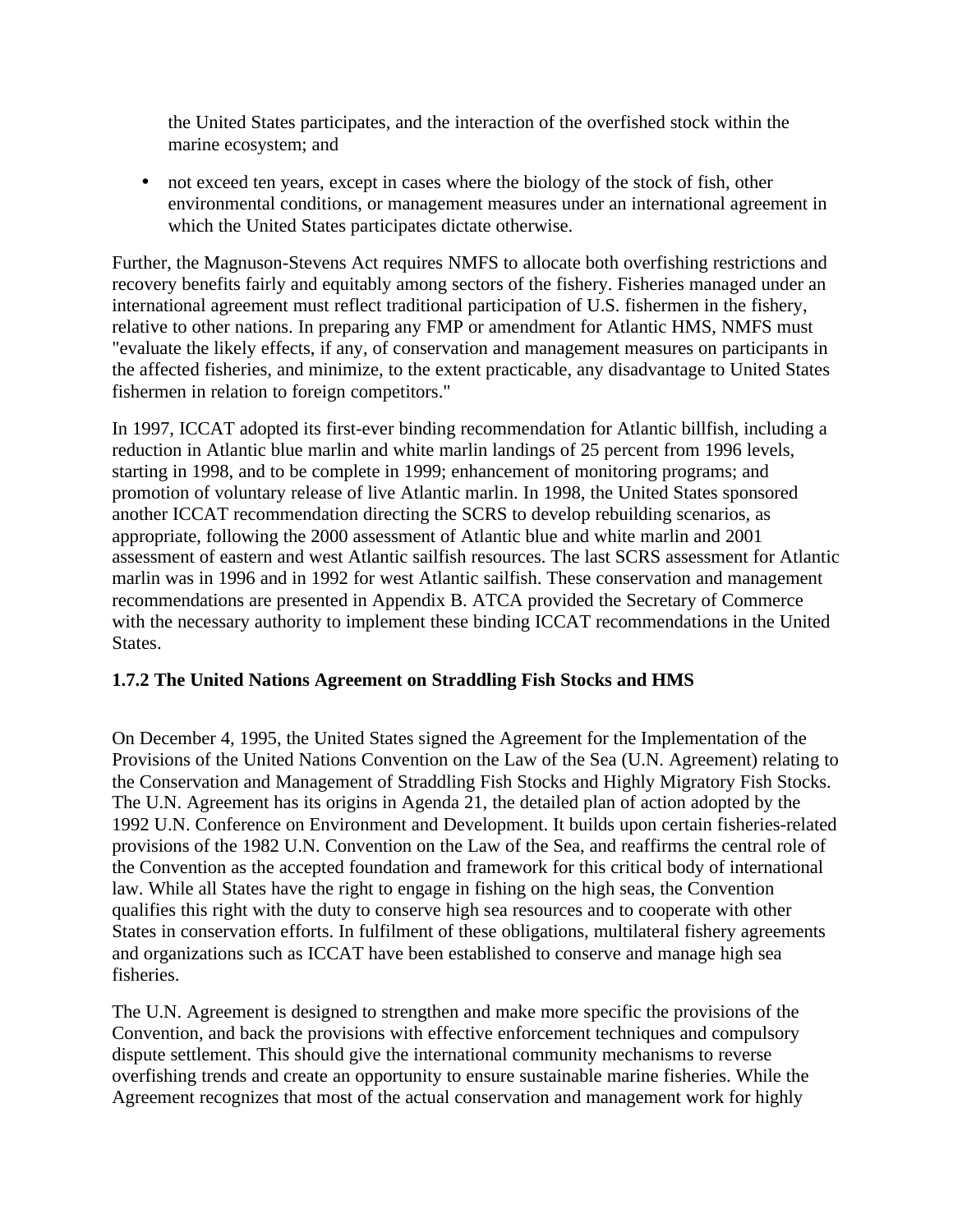the United States participates, and the interaction of the overfished stock within the marine ecosystem; and

- not exceed ten years, except in cases where the biology of the stock of fish, other environmental conditions, or management measures under an international agreement in which the United States participates dictate otherwise.

Further, the Magnuson-Stevens Act requires NMFS to allocate both overfishing restrictions and recovery benefits fairly and equitably among sectors of the fishery. Fisheries managed under an international agreement must reflect traditional participation of U.S. fishermen in the fishery, relative to other nations. In preparing any FMP or amendment for Atlantic HMS, NMFS must "evaluate the likely effects, if any, of conservation and management measures on participants in the affected fisheries, and minimize, to the extent practicable, any disadvantage to United States fishermen in relation to foreign competitors."

In 1997, ICCAT adopted its first-ever binding recommendation for Atlantic billfish, including a reduction in Atlantic blue marlin and white marlin landings of 25 percent from 1996 levels, starting in 1998, and to be complete in 1999; enhancement of monitoring programs; and promotion of voluntary release of live Atlantic marlin. In 1998, the United States sponsored another ICCAT recommendation directing the SCRS to develop rebuilding scenarios, as appropriate, following the 2000 assessment of Atlantic blue and white marlin and 2001 assessment of eastern and west Atlantic sailfish resources. The last SCRS assessment for Atlantic marlin was in 1996 and in 1992 for west Atlantic sailfish. These conservation and management recommendations are presented in Appendix B. ATCA provided the Secretary of Commerce with the necessary authority to implement these binding ICCAT recommendations in the United States.

### 1.7.2 The United Nations Agreement on Straddling Fish Stocks and HMS

On December 4, 1995, the United States signed the Agreement for the Implementation of the Provisions of the United Nations Convention on the Law of the Sea (U.N. Agreement) relating to the Conservation and Management of Straddling Fish Stocks and Highly Migratory Fish Stocks. The U.N. Agreement has its origins in Agenda 21, the detailed plan of action adopted by the 1992 U.N. Conference on Environment and Development. It builds upon certain fisheries-related provisions of the 1982 U.N. Convention on the Law of the Sea, and reaffirms the central role of the Convention as the accepted foundation and framework for this critical body of international law. While all States have the right to engage in fishing on the high seas, the Convention qualifies this right with the duty to conserve high sea resources and to cooperate with other States in conservation efforts. In fulfilment of these obligations, multilateral fishery agreements and organizations such as ICCAT have been established to conserve and manage high sea fisheries.

The U.N. Agreement is designed to strengthen and make more specific the provisions of the Convention, and back the provisions with effective enforcement techniques and compulsory dispute settlement. This should give the international community mechanisms to reverse overfishing trends and create an opportunity to ensure sustainable marine fisheries. While the Agreement recognizes that most of the actual conservation and management work for highly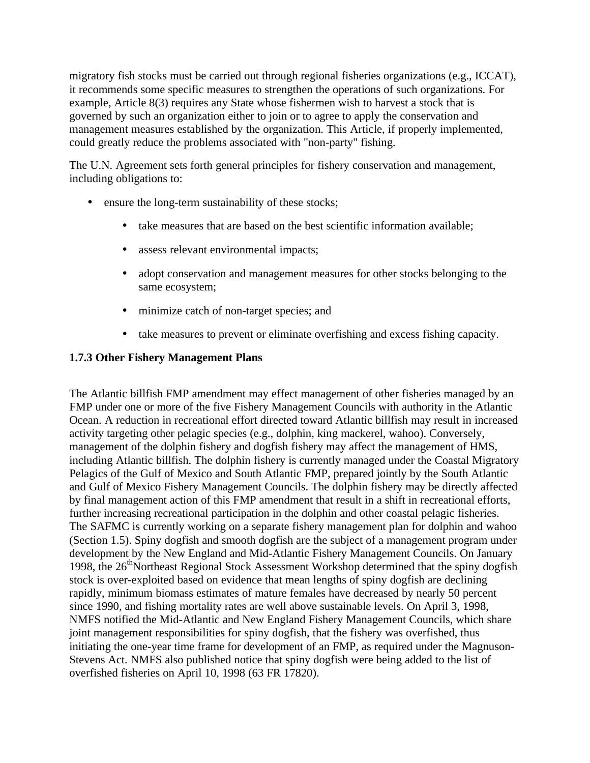migratory fish stocks must be carried out through regional fisheries organizations (e.g., ICCAT), it recommends some specific measures to strengthen the operations of such organizations. For example, Article 8(3) requires any State whose fishermen wish to harvest a stock that is governed by such an organization either to join or to agree to apply the conservation and management measures established by the organization. This Article, if properly implemented, could greatly reduce the problems associated with "non-party" fishing.

The U.N. Agreement sets forth general principles for fishery conservation and management, including obligations to:

- ensure the long-term sustainability of these stocks;
  - take measures that are based on the best scientific information available;
  - assess relevant environmental impacts;
  - adopt conservation and management measures for other stocks belonging to the same ecosystem;
  - minimize catch of non-target species; and
  - take measures to prevent or eliminate overfishing and excess fishing capacity.

**1.7.3 Other Fishery Management Plans**

The Atlantic billfish FMP amendment may effect management of other fisheries managed by an FMP under one or more of the five Fishery Management Councils with authority in the Atlantic Ocean. A reduction in recreational effort directed toward Atlantic billfish may result in increased activity targeting other pelagic species (e.g., dolphin, king mackerel, wahoo). Conversely, management of the dolphin fishery and dogfish fishery may affect the management of HMS, including Atlantic billfish. The dolphin fishery is currently managed under the Coastal Migratory Pelagics of the Gulf of Mexico and South Atlantic FMP, prepared jointly by the South Atlantic and Gulf of Mexico Fishery Management Councils. The dolphin fishery may be directly affected by final management action of this FMP amendment that result in a shift in recreational efforts, further increasing recreational participation in the dolphin and other coastal pelagic fisheries. The SAFMC is currently working on a separate fishery management plan for dolphin and wahoo (Section 1.5). Spiny dogfish and smooth dogfish are the subject of a management program under development by the New England and Mid-Atlantic Fishery Management Councils. On January 1998, the 26th Northeast Regional Stock Assessment Workshop determined that the spiny dogfish stock is over-exploited based on evidence that mean lengths of spiny dogfish are declining rapidly, minimum biomass estimates of mature females have decreased by nearly 50 percent since 1990, and fishing mortality rates are well above sustainable levels. On April 3, 1998, NMFS notified the Mid-Atlantic and New England Fishery Management Councils, which share joint management responsibilities for spiny dogfish, that the fishery was overfished, thus initiating the one-year time frame for development of an FMP, as required under the Magnuson-Stevens Act. NMFS also published notice that spiny dogfish were being added to the list of overfished fisheries on April 10, 1998 (63 FR 17820).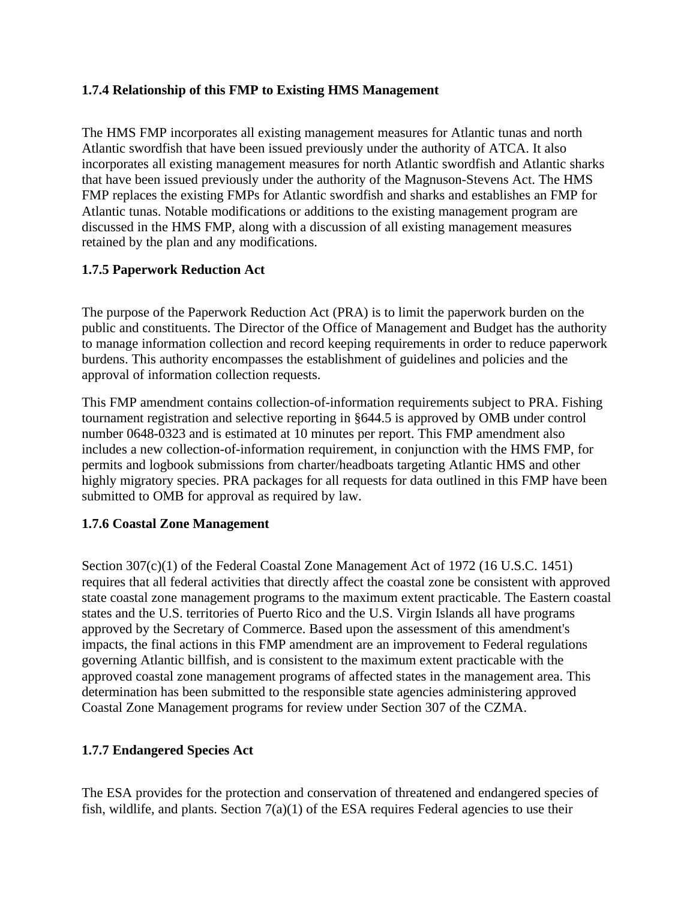### 1.7.4 Relationship of this FMP to Existing HMS Management

The HMS FMP incorporates all existing management measures for Atlantic tunas and north Atlantic swordfish that have been issued previously under the authority of ATCA. It also incorporates all existing management measures for north Atlantic swordfish and Atlantic sharks that have been issued previously under the authority of the Magnuson-Stevens Act. The HMS FMP replaces the existing FMPs for Atlantic swordfish and sharks and establishes an FMP for Atlantic tunas. Notable modifications or additions to the existing management program are discussed in the HMS FMP, along with a discussion of all existing management measures retained by the plan and any modifications.

### 1.7.5 Paperwork Reduction Act

The purpose of the Paperwork Reduction Act (PRA) is to limit the paperwork burden on the public and constituents. The Director of the Office of Management and Budget has the authority to manage information collection and record keeping requirements in order to reduce paperwork burdens. This authority encompasses the establishment of guidelines and policies and the approval of information collection requests.

This FMP amendment contains collection-of-information requirements subject to PRA. Fishing tournament registration and selective reporting in §644.5 is approved by OMB under control number 0648-0323 and is estimated at 10 minutes per report. This FMP amendment also includes a new collection-of-information requirement, in conjunction with the HMS FMP, for permits and logbook submissions from charter/headboats targeting Atlantic HMS and other highly migratory species. PRA packages for all requests for data outlined in this FMP have been submitted to OMB for approval as required by law.

### 1.7.6 Coastal Zone Management

Section 307(c)(1) of the Federal Coastal Zone Management Act of 1972 (16 U.S.C. 1451) requires that all federal activities that directly affect the coastal zone be consistent with approved state coastal zone management programs to the maximum extent practicable. The Eastern coastal states and the U.S. territories of Puerto Rico and the U.S. Virgin Islands all have programs approved by the Secretary of Commerce. Based upon the assessment of this amendment's impacts, the final actions in this FMP amendment are an improvement to Federal regulations governing Atlantic billfish, and is consistent to the maximum extent practicable with the approved coastal zone management programs of affected states in the management area. This determination has been submitted to the responsible state agencies administering approved Coastal Zone Management programs for review under Section 307 of the CZMA.

### 1.7.7 Endangered Species Act

The ESA provides for the protection and conservation of threatened and endangered species of fish, wildlife, and plants. Section 7(a)(1) of the ESA requires Federal agencies to use their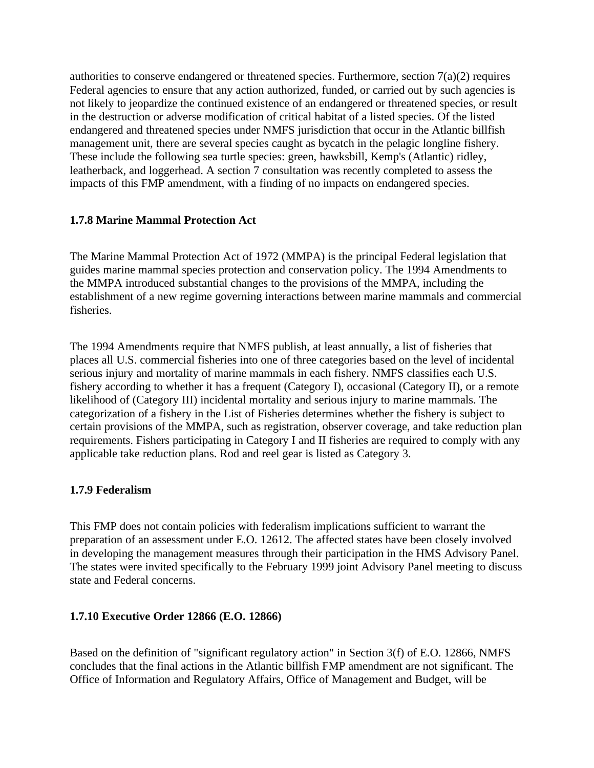authorities to conserve endangered or threatened species. Furthermore, section 7(a)(2) requires Federal agencies to ensure that any action authorized, funded, or carried out by such agencies is not likely to jeopardize the continued existence of an endangered or threatened species, or result in the destruction or adverse modification of critical habitat of a listed species. Of the listed endangered and threatened species under NMFS jurisdiction that occur in the Atlantic billfish management unit, there are several species caught as bycatch in the pelagic longline fishery. These include the following sea turtle species: green, hawksbill, Kemp's (Atlantic) ridley, leatherback, and loggerhead. A section 7 consultation was recently completed to assess the impacts of this FMP amendment, with a finding of no impacts on endangered species.

### 1.7.8 Marine Mammal Protection Act

The Marine Mammal Protection Act of 1972 (MMPA) is the principal Federal legislation that guides marine mammal species protection and conservation policy. The 1994 Amendments to the MMPA introduced substantial changes to the provisions of the MMPA, including the establishment of a new regime governing interactions between marine mammals and commercial fisheries.

The 1994 Amendments require that NMFS publish, at least annually, a list of fisheries that places all U.S. commercial fisheries into one of three categories based on the level of incidental serious injury and mortality of marine mammals in each fishery. NMFS classifies each U.S. fishery according to whether it has a frequent (Category I), occasional (Category II), or a remote likelihood of (Category III) incidental mortality and serious injury to marine mammals. The categorization of a fishery in the List of Fisheries determines whether the fishery is subject to certain provisions of the MMPA, such as registration, observer coverage, and take reduction plan requirements. Fishers participating in Category I and II fisheries are required to comply with any applicable take reduction plans. Rod and reel gear is listed as Category 3.

### 1.7.9 Federalism

This FMP does not contain policies with federalism implications sufficient to warrant the preparation of an assessment under E.O. 12612. The affected states have been closely involved in developing the management measures through their participation in the HMS Advisory Panel. The states were invited specifically to the February 1999 joint Advisory Panel meeting to discuss state and Federal concerns.

### 1.7.10 Executive Order 12866 (E.O. 12866)

Based on the definition of "significant regulatory action" in Section 3(f) of E.O. 12866, NMFS concludes that the final actions in the Atlantic billfish FMP amendment are not significant. The Office of Information and Regulatory Affairs, Office of Management and Budget, will be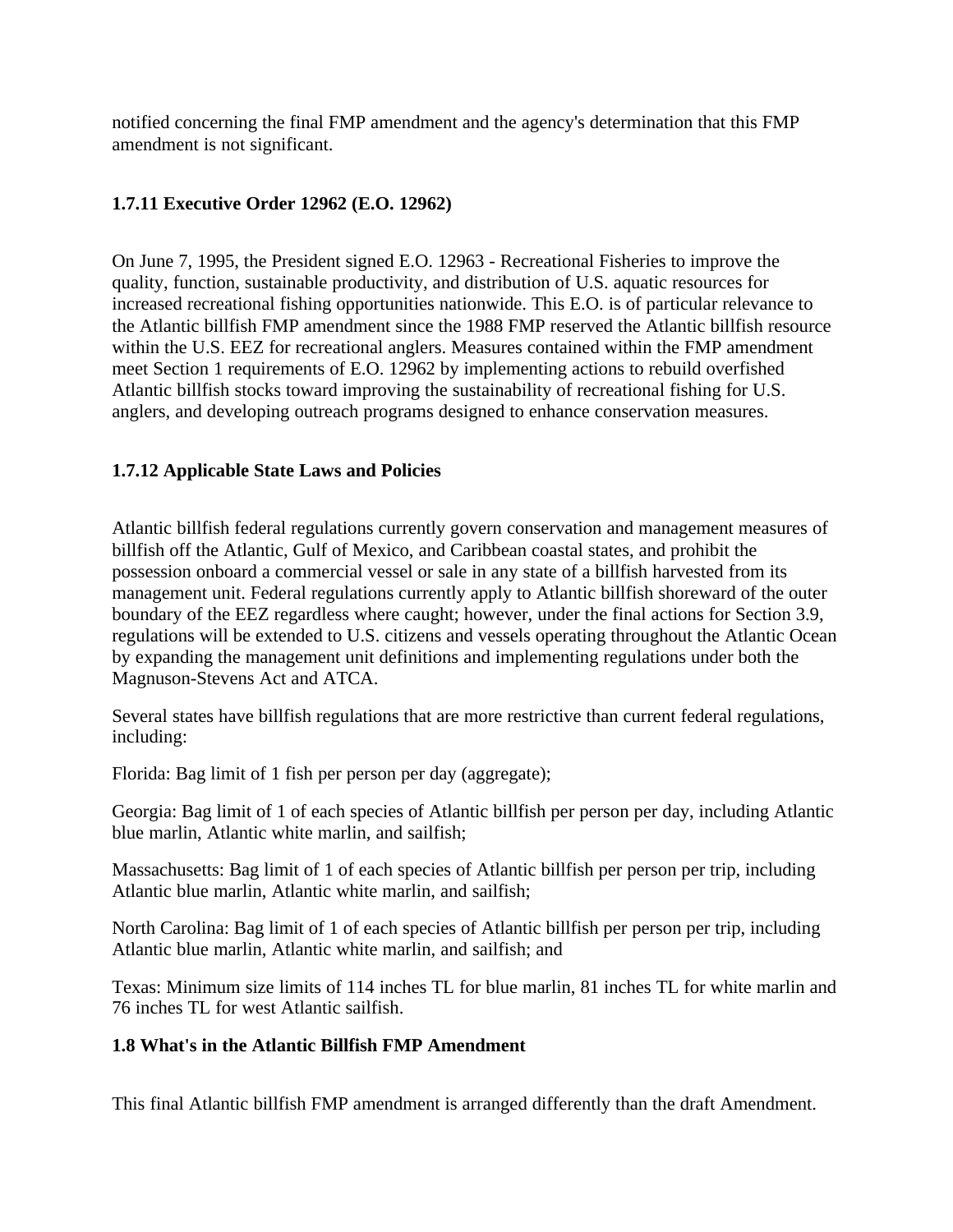notified concerning the final FMP amendment and the agency's determination that this FMP amendment is not significant.

### 1.7.11 Executive Order 12962 (E.O. 12962)

On June 7, 1995, the President signed E.O. 12963 - Recreational Fisheries to improve the quality, function, sustainable productivity, and distribution of U.S. aquatic resources for increased recreational fishing opportunities nationwide. This E.O. is of particular relevance to the Atlantic billfish FMP amendment since the 1988 FMP reserved the Atlantic billfish resource within the U.S. EEZ for recreational anglers. Measures contained within the FMP amendment meet Section 1 requirements of E.O. 12962 by implementing actions to rebuild overfished Atlantic billfish stocks toward improving the sustainability of recreational fishing for U.S. anglers, and developing outreach programs designed to enhance conservation measures.

### 1.7.12 Applicable State Laws and Policies

Atlantic billfish federal regulations currently govern conservation and management measures of billfish off the Atlantic, Gulf of Mexico, and Caribbean coastal states, and prohibit the possession onboard a commercial vessel or sale in any state of a billfish harvested from its management unit. Federal regulations currently apply to Atlantic billfish shoreward of the outer boundary of the EEZ regardless where caught; however, under the final actions for Section 3.9, regulations will be extended to U.S. citizens and vessels operating throughout the Atlantic Ocean by expanding the management unit definitions and implementing regulations under both the Magnuson-Stevens Act and ATCA.

Several states have billfish regulations that are more restrictive than current federal regulations, including:

Florida: Bag limit of 1 fish per person per day (aggregate);

Georgia: Bag limit of 1 of each species of Atlantic billfish per person per day, including Atlantic blue marlin, Atlantic white marlin, and sailfish;

Massachusetts: Bag limit of 1 of each species of Atlantic billfish per person per trip, including Atlantic blue marlin, Atlantic white marlin, and sailfish;

North Carolina: Bag limit of 1 of each species of Atlantic billfish per person per trip, including Atlantic blue marlin, Atlantic white marlin, and sailfish; and

Texas: Minimum size limits of 114 inches TL for blue marlin, 81 inches TL for white marlin and 76 inches TL for west Atlantic sailfish.

## 1.8 What's in the Atlantic Billfish FMP Amendment

This final Atlantic billfish FMP amendment is arranged differently than the draft Amendment.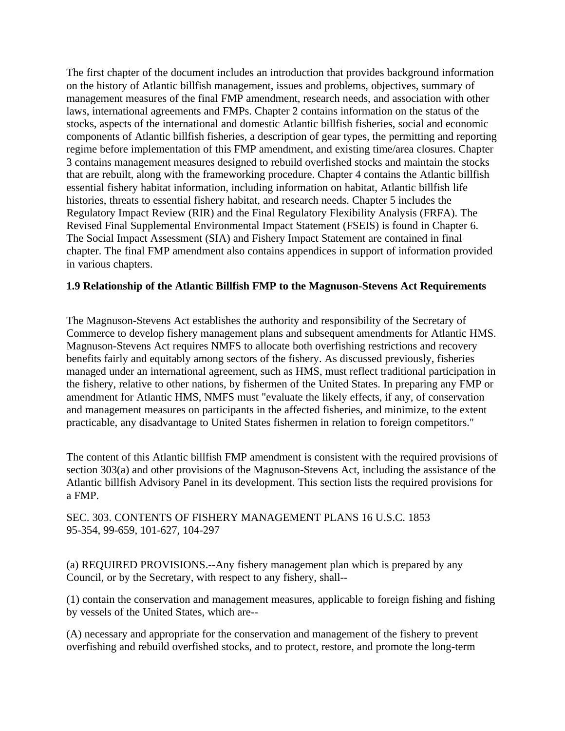The first chapter of the document includes an introduction that provides background information on the history of Atlantic billfish management, issues and problems, objectives, summary of management measures of the final FMP amendment, research needs, and association with other laws, international agreements and FMPs. Chapter 2 contains information on the status of the stocks, aspects of the international and domestic Atlantic billfish fisheries, social and economic components of Atlantic billfish fisheries, a description of gear types, the permitting and reporting regime before implementation of this FMP amendment, and existing time/area closures. Chapter 3 contains management measures designed to rebuild overfished stocks and maintain the stocks that are rebuilt, along with the frameworking procedure. Chapter 4 contains the Atlantic billfish essential fishery habitat information, including information on habitat, Atlantic billfish life histories, threats to essential fishery habitat, and research needs. Chapter 5 includes the Regulatory Impact Review (RIR) and the Final Regulatory Flexibility Analysis (FRFA). The Revised Final Supplemental Environmental Impact Statement (FSEIS) is found in Chapter 6. The Social Impact Assessment (SIA) and Fishery Impact Statement are contained in final chapter. The final FMP amendment also contains appendices in support of information provided in various chapters.

### 1.9 Relationship of the Atlantic Billfish FMP to the Magnuson-Stevens Act Requirements

The Magnuson-Stevens Act establishes the authority and responsibility of the Secretary of Commerce to develop fishery management plans and subsequent amendments for Atlantic HMS. Magnuson-Stevens Act requires NMFS to allocate both overfishing restrictions and recovery benefits fairly and equitably among sectors of the fishery. As discussed previously, fisheries managed under an international agreement, such as HMS, must reflect traditional participation in the fishery, relative to other nations, by fishermen of the United States. In preparing any FMP or amendment for Atlantic HMS, NMFS must "evaluate the likely effects, if any, of conservation and management measures on participants in the affected fisheries, and minimize, to the extent practicable, any disadvantage to United States fishermen in relation to foreign competitors."

The content of this Atlantic billfish FMP amendment is consistent with the required provisions of section 303(a) and other provisions of the Magnuson-Stevens Act, including the assistance of the Atlantic billfish Advisory Panel in its development. This section lists the required provisions for a FMP.

SEC. 303. CONTENTS OF FISHERY MANAGEMENT PLANS 16 U.S.C. 1853
95-354, 99-659, 101-627, 104-297

(a) REQUIRED PROVISIONS.--Any fishery management plan which is prepared by any Council, or by the Secretary, with respect to any fishery, shall--

(1) contain the conservation and management measures, applicable to foreign fishing and fishing by vessels of the United States, which are--

(A) necessary and appropriate for the conservation and management of the fishery to prevent overfishing and rebuild overfished stocks, and to protect, restore, and promote the long-term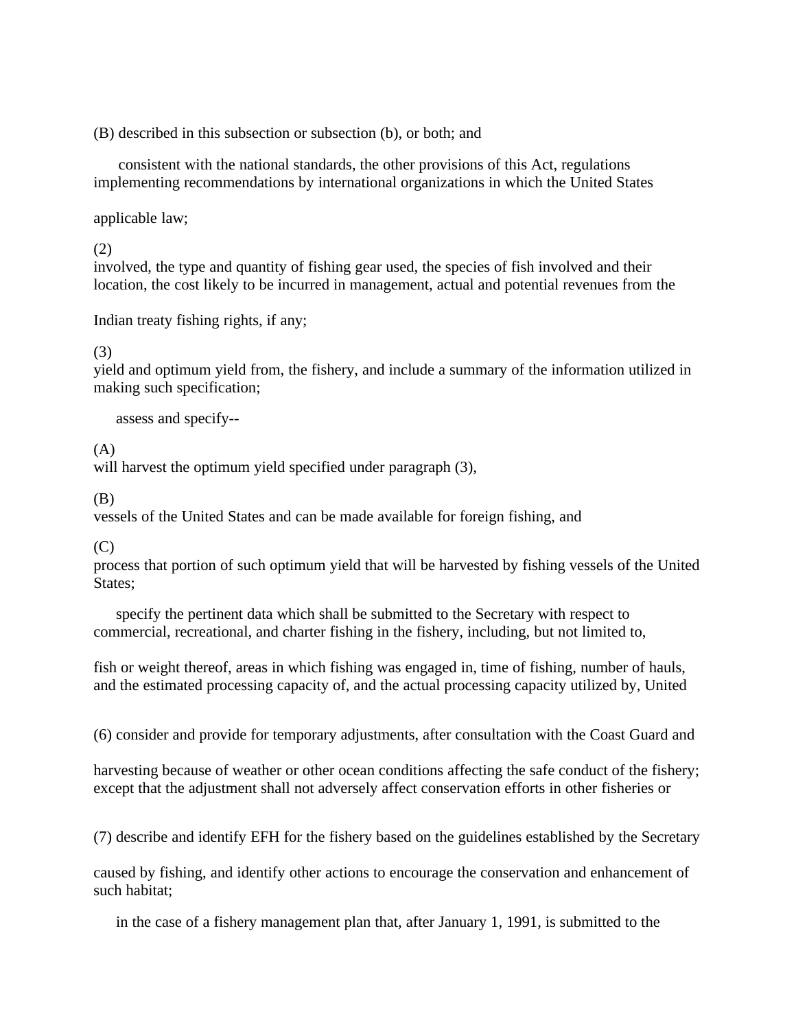(B) described in this subsection or subsection (b), or both; and

consistent with the national standards, the other provisions of this Act, regulations implementing recommendations by international organizations in which the United States

applicable law;

(2)
involved, the type and quantity of fishing gear used, the species of fish involved and their location, the cost likely to be incurred in management, actual and potential revenues from the

Indian treaty fishing rights, if any;

(3)
yield and optimum yield from, the fishery, and include a summary of the information utilized in making such specification;

assess and specify--

(A)
will harvest the optimum yield specified under paragraph (3),

(B)
vessels of the United States and can be made available for foreign fishing, and

(C)
process that portion of such optimum yield that will be harvested by fishing vessels of the United States;

specify the pertinent data which shall be submitted to the Secretary with respect to commercial, recreational, and charter fishing in the fishery, including, but not limited to,

fish or weight thereof, areas in which fishing was engaged in, time of fishing, number of hauls, and the estimated processing capacity of, and the actual processing capacity utilized by, United

(6) consider and provide for temporary adjustments, after consultation with the Coast Guard and

harvesting because of weather or other ocean conditions affecting the safe conduct of the fishery; except that the adjustment shall not adversely affect conservation efforts in other fisheries or

(7) describe and identify EFH for the fishery based on the guidelines established by the Secretary

caused by fishing, and identify other actions to encourage the conservation and enhancement of such habitat;

in the case of a fishery management plan that, after January 1, 1991, is submitted to the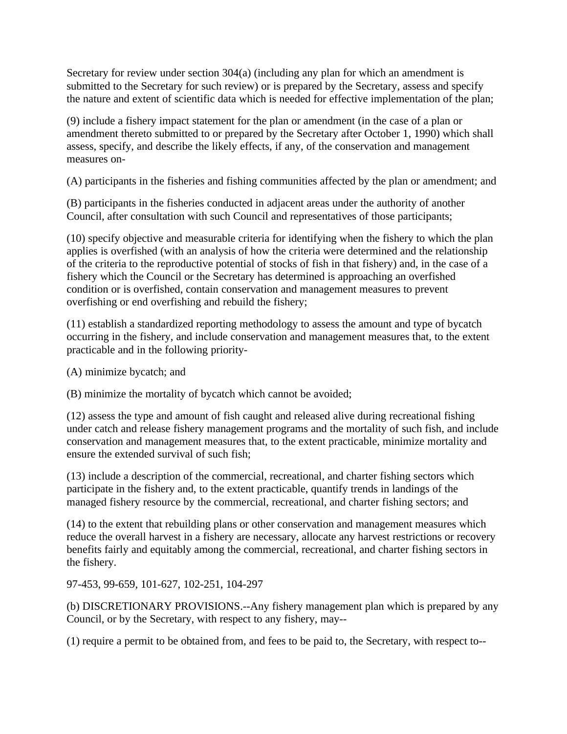Secretary for review under section 304(a) (including any plan for which an amendment is submitted to the Secretary for such review) or is prepared by the Secretary, assess and specify the nature and extent of scientific data which is needed for effective implementation of the plan;

(9) include a fishery impact statement for the plan or amendment (in the case of a plan or amendment thereto submitted to or prepared by the Secretary after October 1, 1990) which shall assess, specify, and describe the likely effects, if any, of the conservation and management measures on-

(A) participants in the fisheries and fishing communities affected by the plan or amendment; and

(B) participants in the fisheries conducted in adjacent areas under the authority of another Council, after consultation with such Council and representatives of those participants;

(10) specify objective and measurable criteria for identifying when the fishery to which the plan applies is overfished (with an analysis of how the criteria were determined and the relationship of the criteria to the reproductive potential of stocks of fish in that fishery) and, in the case of a fishery which the Council or the Secretary has determined is approaching an overfished condition or is overfished, contain conservation and management measures to prevent overfishing or end overfishing and rebuild the fishery;

(11) establish a standardized reporting methodology to assess the amount and type of bycatch occurring in the fishery, and include conservation and management measures that, to the extent practicable and in the following priority-

(A) minimize bycatch; and

(B) minimize the mortality of bycatch which cannot be avoided;

(12) assess the type and amount of fish caught and released alive during recreational fishing under catch and release fishery management programs and the mortality of such fish, and include conservation and management measures that, to the extent practicable, minimize mortality and ensure the extended survival of such fish;

(13) include a description of the commercial, recreational, and charter fishing sectors which participate in the fishery and, to the extent practicable, quantify trends in landings of the managed fishery resource by the commercial, recreational, and charter fishing sectors; and

(14) to the extent that rebuilding plans or other conservation and management measures which reduce the overall harvest in a fishery are necessary, allocate any harvest restrictions or recovery benefits fairly and equitably among the commercial, recreational, and charter fishing sectors in the fishery.

97-453, 99-659, 101-627, 102-251, 104-297

(b) DISCRETIONARY PROVISIONS.--Any fishery management plan which is prepared by any Council, or by the Secretary, with respect to any fishery, may--

(1) require a permit to be obtained from, and fees to be paid to, the Secretary, with respect to--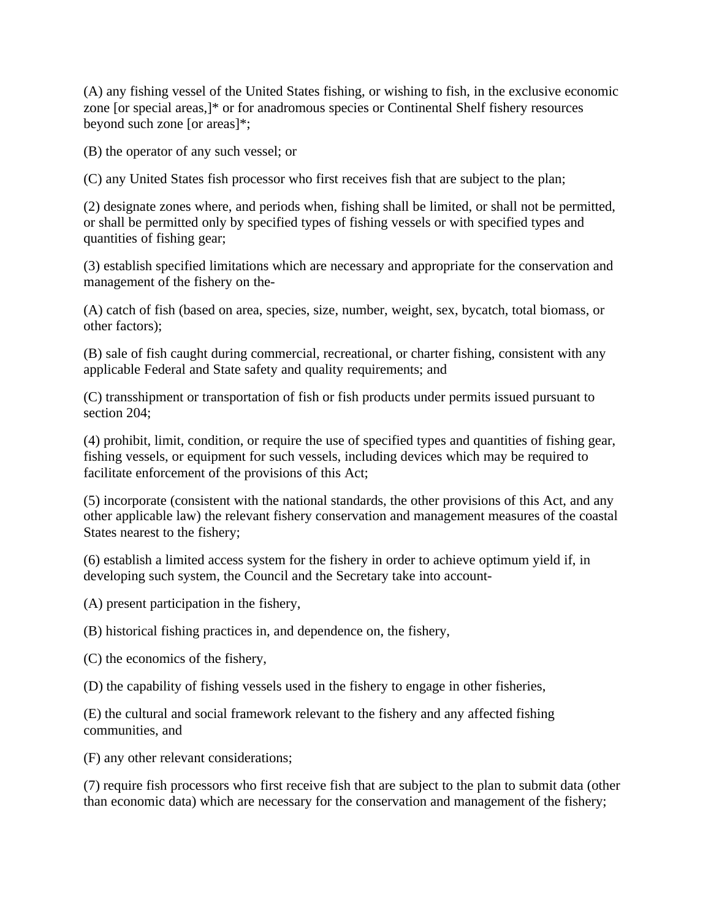(A) any fishing vessel of the United States fishing, or wishing to fish, in the exclusive economic zone [or special areas,]* or for anadromous species or Continental Shelf fishery resources beyond such zone [or areas]*;

(B) the operator of any such vessel; or

(C) any United States fish processor who first receives fish that are subject to the plan;

(2) designate zones where, and periods when, fishing shall be limited, or shall not be permitted, or shall be permitted only by specified types of fishing vessels or with specified types and quantities of fishing gear;

(3) establish specified limitations which are necessary and appropriate for the conservation and management of the fishery on the-

(A) catch of fish (based on area, species, size, number, weight, sex, bycatch, total biomass, or other factors);

(B) sale of fish caught during commercial, recreational, or charter fishing, consistent with any applicable Federal and State safety and quality requirements; and

(C) transshipment or transportation of fish or fish products under permits issued pursuant to section 204;

(4) prohibit, limit, condition, or require the use of specified types and quantities of fishing gear, fishing vessels, or equipment for such vessels, including devices which may be required to facilitate enforcement of the provisions of this Act;

(5) incorporate (consistent with the national standards, the other provisions of this Act, and any other applicable law) the relevant fishery conservation and management measures of the coastal States nearest to the fishery;

(6) establish a limited access system for the fishery in order to achieve optimum yield if, in developing such system, the Council and the Secretary take into account-

(A) present participation in the fishery,

(B) historical fishing practices in, and dependence on, the fishery,

(C) the economics of the fishery,

(D) the capability of fishing vessels used in the fishery to engage in other fisheries,

(E) the cultural and social framework relevant to the fishery and any affected fishing communities, and

(F) any other relevant considerations;

(7) require fish processors who first receive fish that are subject to the plan to submit data (other than economic data) which are necessary for the conservation and management of the fishery;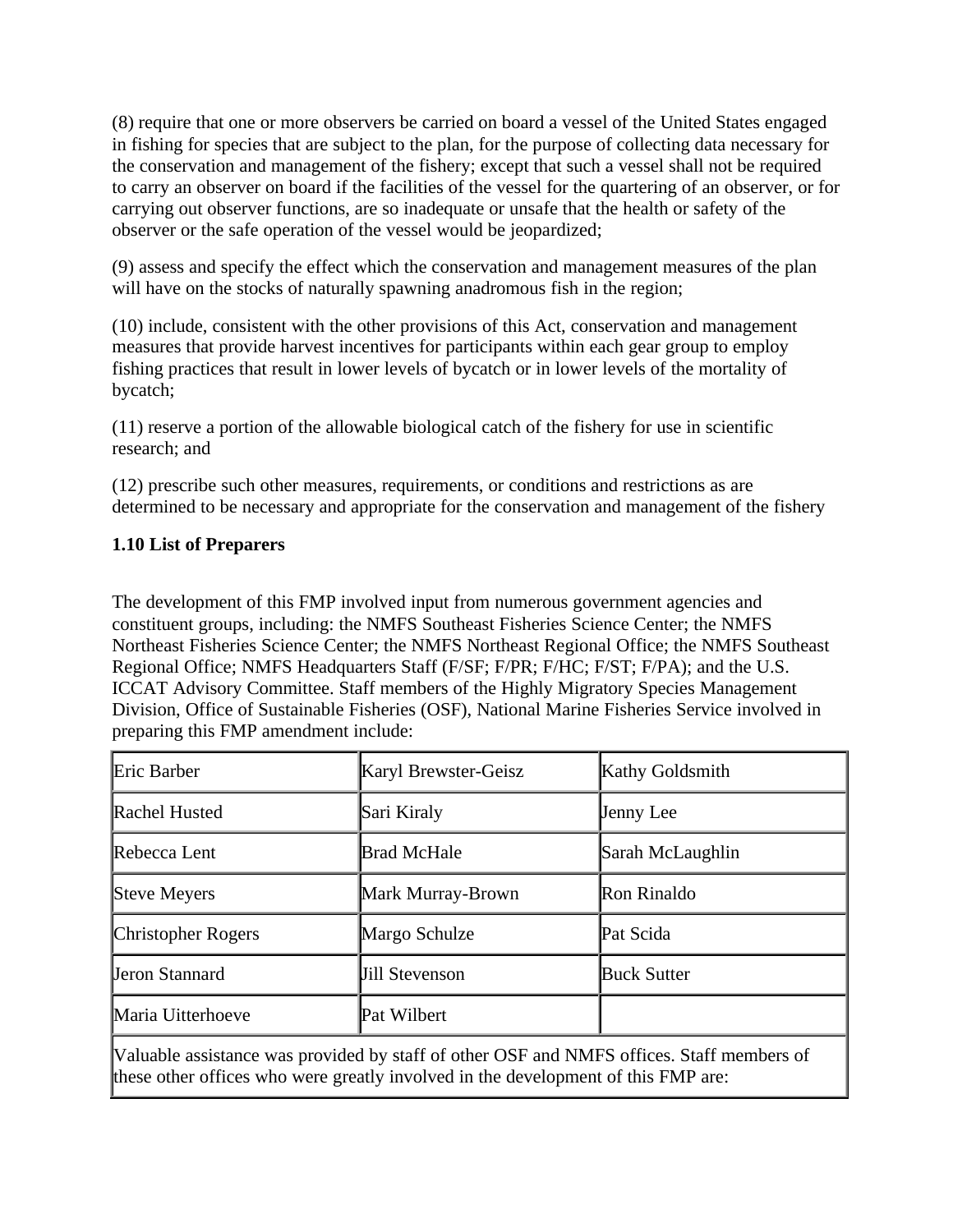(8) require that one or more observers be carried on board a vessel of the United States engaged in fishing for species that are subject to the plan, for the purpose of collecting data necessary for the conservation and management of the fishery; except that such a vessel shall not be required to carry an observer on board if the facilities of the vessel for the quartering of an observer, or for carrying out observer functions, are so inadequate or unsafe that the health or safety of the observer or the safe operation of the vessel would be jeopardized;

(9) assess and specify the effect which the conservation and management measures of the plan will have on the stocks of naturally spawning anadromous fish in the region;

(10) include, consistent with the other provisions of this Act, conservation and management measures that provide harvest incentives for participants within each gear group to employ fishing practices that result in lower levels of bycatch or in lower levels of the mortality of bycatch;

(11) reserve a portion of the allowable biological catch of the fishery for use in scientific research; and

(12) prescribe such other measures, requirements, or conditions and restrictions as are determined to be necessary and appropriate for the conservation and management of the fishery

**1.10 List of Preparers**

The development of this FMP involved input from numerous government agencies and constituent groups, including: the NMFS Southeast Fisheries Science Center; the NMFS Northeast Fisheries Science Center; the NMFS Northeast Regional Office; the NMFS Southeast Regional Office; NMFS Headquarters Staff (F/SF; F/PR; F/HC; F/ST; F/PA); and the U.S. ICCAT Advisory Committee. Staff members of the Highly Migratory Species Management Division, Office of Sustainable Fisheries (OSF), National Marine Fisheries Service involved in preparing this FMP amendment include:

| | | |
|---|---|---|
| Eric Barber | Karyl Brewster-Geisz | Kathy Goldsmith |
| Rachel Husted | Sari Kiraly | Jenny Lee |
| Rebecca Lent | Brad McHale | Sarah McLaughlin |
| Steve Meyers | Mark Murray-Brown | Ron Rinaldo |
| Christopher Rogers | Margo Schulze | Pat Scida |
| Jeron Stannard | Jill Stevenson | Buck Sutter |
| Maria Uitterhoeve | Pat Wilbert | |
| Valuable assistance was provided by staff of other OSF and NMFS offices. Staff members of these other offices who were greatly involved in the development of this FMP are: | | |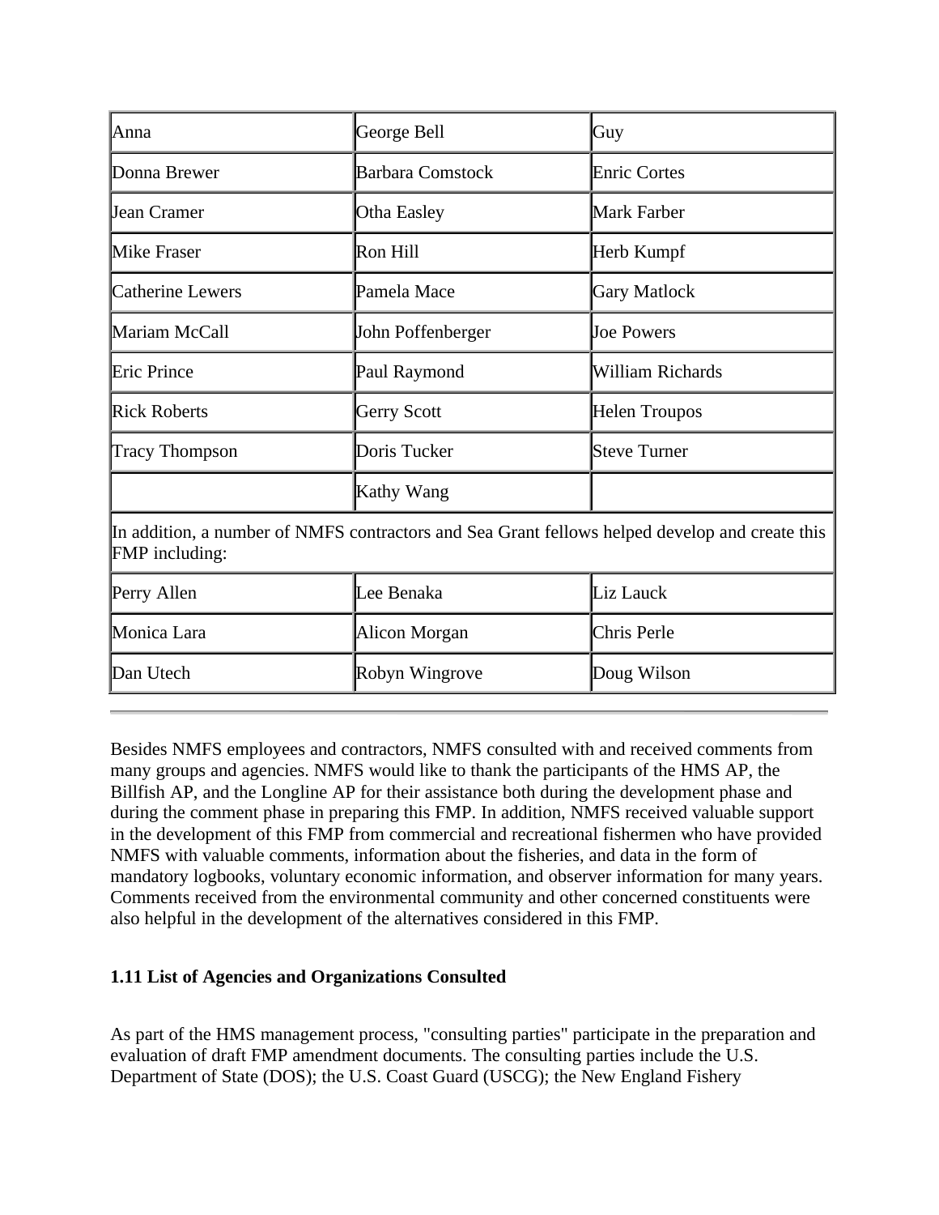| Anna | George Bell | Guy |
| --- | --- | --- |
| Donna Brewer | Barbara Comstock | Enric Cortes |
| Jean Cramer | Otha Easley | Mark Farber |
| Mike Fraser | Ron Hill | Herb Kumpf |
| Catherine Lewers | Pamela Mace | Gary Matlock |
| Mariam McCall | John Poffenberger | Joe Powers |
| Eric Prince | Paul Raymond | William Richards |
| Rick Roberts | Gerry Scott | Helen Troupos |
| Tracy Thompson | Doris Tucker | Steve Turner |
| | Kathy Wang | |
| In addition, a number of NMFS contractors and Sea Grant fellows helped develop and create this FMP including: | | |
| Perry Allen | Lee Benaka | Liz Lauck |
| Monica Lara | Alicon Morgan | Chris Perle |
| Dan Utech | Robyn Wingrove | Doug Wilson |

---

Besides NMFS employees and contractors, NMFS consulted with and received comments from many groups and agencies. NMFS would like to thank the participants of the HMS AP, the Billfish AP, and the Longline AP for their assistance both during the development phase and during the comment phase in preparing this FMP. In addition, NMFS received valuable support in the development of this FMP from commercial and recreational fishermen who have provided NMFS with valuable comments, information about the fisheries, and data in the form of mandatory logbooks, voluntary economic information, and observer information for many years. Comments received from the environmental community and other concerned constituents were also helpful in the development of the alternatives considered in this FMP.

**1.11 List of Agencies and Organizations Consulted**

As part of the HMS management process, "consulting parties" participate in the preparation and evaluation of draft FMP amendment documents. The consulting parties include the U.S. Department of State (DOS); the U.S. Coast Guard (USCG); the New England Fishery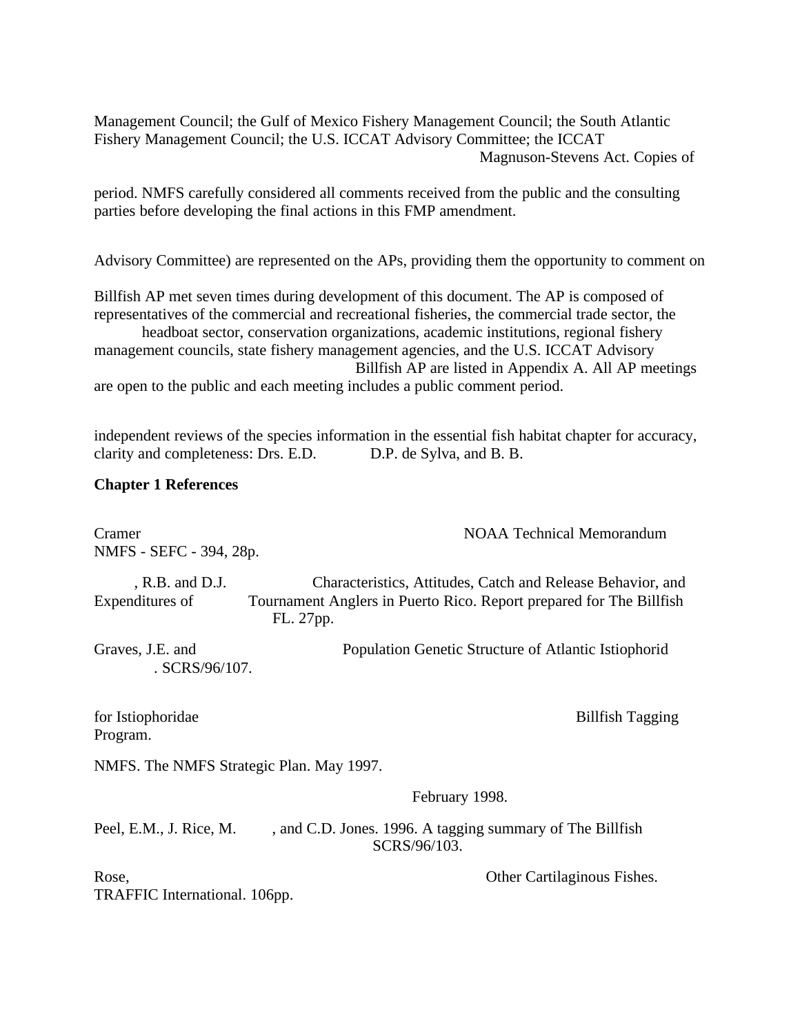Management Council; the Gulf of Mexico Fishery Management Council; the South Atlantic Fishery Management Council; the U.S. ICCAT Advisory Committee; the ICCAT Magnuson-Stevens Act. Copies of

period. NMFS carefully considered all comments received from the public and the consulting parties before developing the final actions in this FMP amendment.

Advisory Committee) are represented on the APs, providing them the opportunity to comment on

Billfish AP met seven times during development of this document. The AP is composed of representatives of the commercial and recreational fisheries, the commercial trade sector, the headboat sector, conservation organizations, academic institutions, regional fishery management councils, state fishery management agencies, and the U.S. ICCAT Advisory Billfish AP are listed in Appendix A. All AP meetings are open to the public and each meeting includes a public comment period.

independent reviews of the species information in the essential fish habitat chapter for accuracy, clarity and completeness: Drs. E.D. D.P. de Sylva, and B. B.

**Chapter 1 References**

Cramer NOAA Technical Memorandum NMFS - SEFC - 394, 28p.

, R.B. and D.J. Characteristics, Attitudes, Catch and Release Behavior, and Expenditures of Tournament Anglers in Puerto Rico. Report prepared for The Billfish FL. 27pp.

Graves, J.E. and Population Genetic Structure of Atlantic Istiophorid . SCRS/96/107.

for Istiophoridae Billfish Tagging Program.

NMFS. The NMFS Strategic Plan. May 1997.

February 1998.

Peel, E.M., J. Rice, M. , and C.D. Jones. 1996. A tagging summary of The Billfish SCRS/96/103.

Rose, Other Cartilaginous Fishes. TRAFFIC International. 106pp.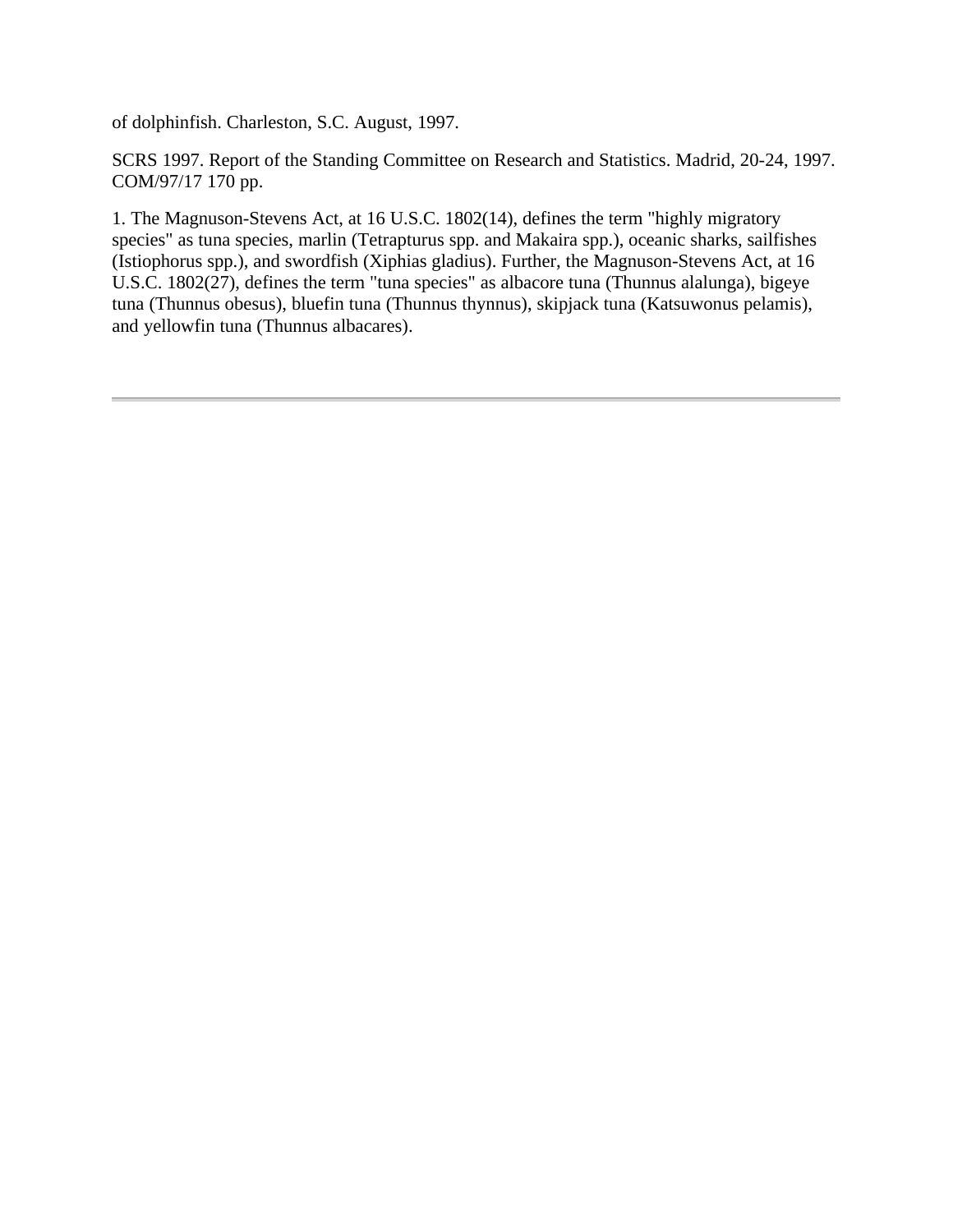of dolphinfish. Charleston, S.C. August, 1997.

SCRS 1997. Report of the Standing Committee on Research and Statistics. Madrid, 20-24, 1997. COM/97/17 170 pp.

1. The Magnuson-Stevens Act, at 16 U.S.C. 1802(14), defines the term "highly migratory species" as tuna species, marlin (Tetrapturus spp. and Makaira spp.), oceanic sharks, sailfishes (Istiophorus spp.), and swordfish (Xiphias gladius). Further, the Magnuson-Stevens Act, at 16 U.S.C. 1802(27), defines the term "tuna species" as albacore tuna (Thunnus alalunga), bigeye tuna (Thunnus obesus), bluefin tuna (Thunnus thynnus), skipjack tuna (Katsuwonus pelamis), and yellowfin tuna (Thunnus albacares).

---